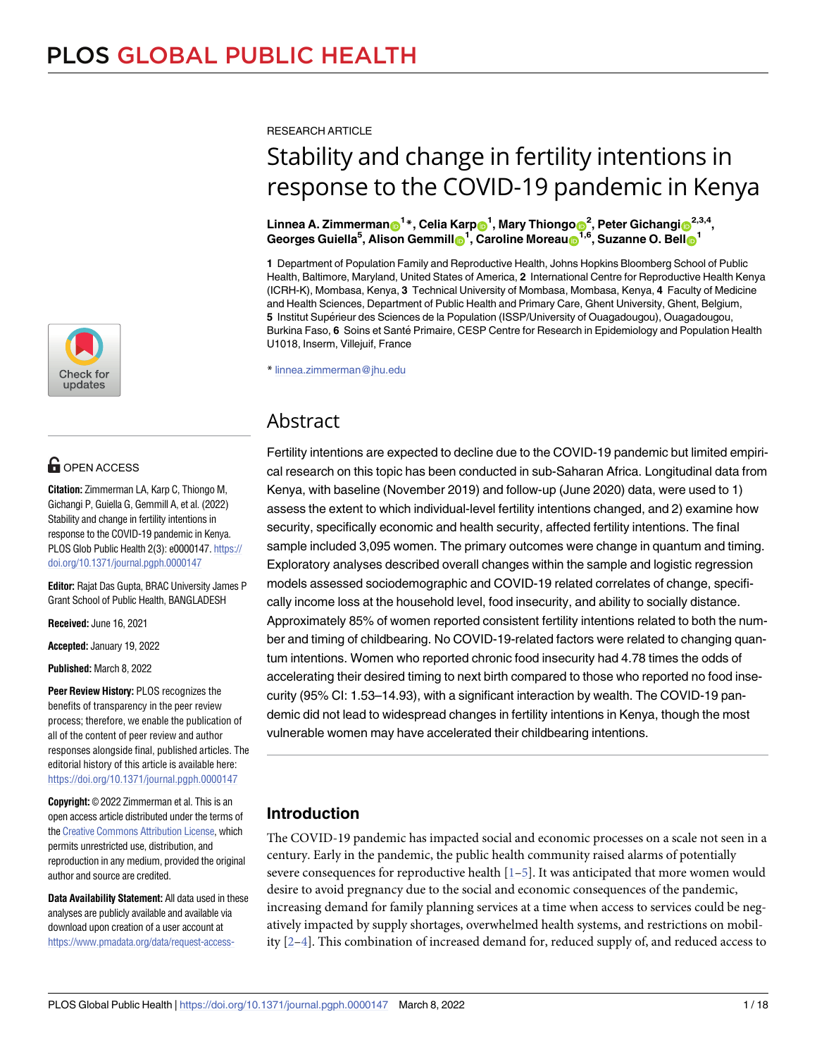RESEARCH ARTICLE

# Stability and change in fertility intentions in response to the COVID-19 pandemic in Kenya

**Linnea A. Zimmerman**[1]*, **Celia Karp**[1], **Mary Thiongo**[2], **Peter Gichangi**[2,3,4], **Georges Guiella**[5], **Alison Gemmill**[1], **Caroline Moreau**[1,6], **Suzanne O. Bell**[1]

**1** Department of Population Family and Reproductive Health, Johns Hopkins Bloomberg School of Public Health, Baltimore, Maryland, United States of America, **2** International Centre for Reproductive Health Kenya (ICRH-K), Mombasa, Kenya, **3** Technical University of Mombasa, Mombasa, Kenya, **4** Faculty of Medicine and Health Sciences, Department of Public Health and Primary Care, Ghent University, Ghent, Belgium, **5** Institut Supérieur des Sciences de la Population (ISSP/University of Ouagadougou), Ouagadougou, Burkina Faso, **6** Soins et Santé Primaire, CESP Centre for Research in Epidemiology and Population Health U1018, Inserm, Villejuif, France

* linnea.zimmerman@jhu.edu

OPEN ACCESS

**Citation:** Zimmerman LA, Karp C, Thiongo M, Gichangi P, Guiella G, Gemmill A, et al. (2022) Stability and change in fertility intentions in response to the COVID-19 pandemic in Kenya. PLOS Glob Public Health 2(3): e0000147. https://doi.org/10.1371/journal.pgph.0000147

**Editor:** Rajat Das Gupta, BRAC University James P Grant School of Public Health, BANGLADESH

**Received:** June 16, 2021

**Accepted:** January 19, 2022

**Published:** March 8, 2022

**Peer Review History:** PLOS recognizes the benefits of transparency in the peer review process; therefore, we enable the publication of all of the content of peer review and author responses alongside final, published articles. The editorial history of this article is available here: https://doi.org/10.1371/journal.pgph.0000147

**Copyright:** © 2022 Zimmerman et al. This is an open access article distributed under the terms of the Creative Commons Attribution License, which permits unrestricted use, distribution, and reproduction in any medium, provided the original author and source are credited.

**Data Availability Statement:** All data used in these analyses are publicly available and available via download upon creation of a user account at https://www.pmadata.org/data/request-access-

## Abstract

Fertility intentions are expected to decline due to the COVID-19 pandemic but limited empirical research on this topic has been conducted in sub-Saharan Africa. Longitudinal data from Kenya, with baseline (November 2019) and follow-up (June 2020) data, were used to 1) assess the extent to which individual-level fertility intentions changed, and 2) examine how security, specifically economic and health security, affected fertility intentions. The final sample included 3,095 women. The primary outcomes were change in quantum and timing. Exploratory analyses described overall changes within the sample and logistic regression models assessed sociodemographic and COVID-19 related correlates of change, specifically income loss at the household level, food insecurity, and ability to socially distance. Approximately 85% of women reported consistent fertility intentions related to both the number and timing of childbearing. No COVID-19-related factors were related to changing quantum intentions. Women who reported chronic food insecurity had 4.78 times the odds of accelerating their desired timing to next birth compared to those who reported no food insecurity (95% CI: 1.53–14.93), with a significant interaction by wealth. The COVID-19 pandemic did not lead to widespread changes in fertility intentions in Kenya, though the most vulnerable women may have accelerated their childbearing intentions.

## Introduction

The COVID-19 pandemic has impacted social and economic processes on a scale not seen in a century. Early in the pandemic, the public health community raised alarms of potentially severe consequences for reproductive health [1–5]. It was anticipated that more women would desire to avoid pregnancy due to the social and economic consequences of the pandemic, increasing demand for family planning services at a time when access to services could be negatively impacted by supply shortages, overwhelmed health systems, and restrictions on mobility [2–4]. This combination of increased demand for, reduced supply of, and reduced access to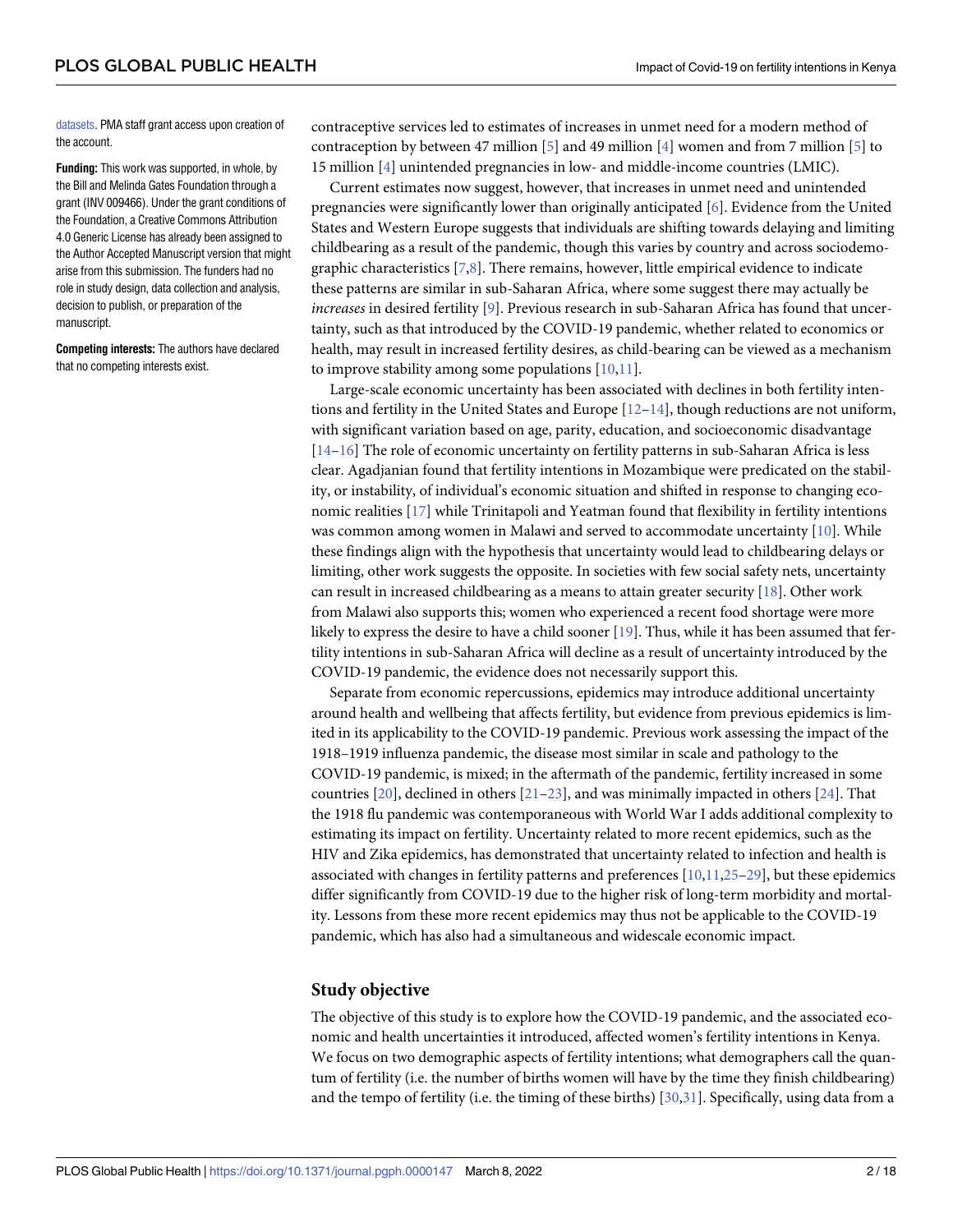datasets. PMA staff grant access upon creation of the account.

**Funding:** This work was supported, in whole, by the Bill and Melinda Gates Foundation through a grant (INV 009466). Under the grant conditions of the Foundation, a Creative Commons Attribution 4.0 Generic License has already been assigned to the Author Accepted Manuscript version that might arise from this submission. The funders had no role in study design, data collection and analysis, decision to publish, or preparation of the manuscript.

**Competing interests:** The authors have declared that no competing interests exist.

contraceptive services led to estimates of increases in unmet need for a modern method of contraception by between 47 million [5] and 49 million [4] women and from 7 million [5] to 15 million [4] unintended pregnancies in low- and middle-income countries (LMIC).

Current estimates now suggest, however, that increases in unmet need and unintended pregnancies were significantly lower than originally anticipated [6]. Evidence from the United States and Western Europe suggests that individuals are shifting towards delaying and limiting childbearing as a result of the pandemic, though this varies by country and across sociodemographic characteristics [7,8]. There remains, however, little empirical evidence to indicate these patterns are similar in sub-Saharan Africa, where some suggest there may actually be *increases* in desired fertility [9]. Previous research in sub-Saharan Africa has found that uncertainty, such as that introduced by the COVID-19 pandemic, whether related to economics or health, may result in increased fertility desires, as child-bearing can be viewed as a mechanism to improve stability among some populations [10,11].

Large-scale economic uncertainty has been associated with declines in both fertility intentions and fertility in the United States and Europe [12–14], though reductions are not uniform, with significant variation based on age, parity, education, and socioeconomic disadvantage [14–16] The role of economic uncertainty on fertility patterns in sub-Saharan Africa is less clear. Agadjanian found that fertility intentions in Mozambique were predicated on the stability, or instability, of individual's economic situation and shifted in response to changing economic realities [17] while Trinitapoli and Yeatman found that flexibility in fertility intentions was common among women in Malawi and served to accommodate uncertainty [10]. While these findings align with the hypothesis that uncertainty would lead to childbearing delays or limiting, other work suggests the opposite. In societies with few social safety nets, uncertainty can result in increased childbearing as a means to attain greater security [18]. Other work from Malawi also supports this; women who experienced a recent food shortage were more likely to express the desire to have a child sooner [19]. Thus, while it has been assumed that fertility intentions in sub-Saharan Africa will decline as a result of uncertainty introduced by the COVID-19 pandemic, the evidence does not necessarily support this.

Separate from economic repercussions, epidemics may introduce additional uncertainty around health and wellbeing that affects fertility, but evidence from previous epidemics is limited in its applicability to the COVID-19 pandemic. Previous work assessing the impact of the 1918–1919 influenza pandemic, the disease most similar in scale and pathology to the COVID-19 pandemic, is mixed; in the aftermath of the pandemic, fertility increased in some countries [20], declined in others [21–23], and was minimally impacted in others [24]. That the 1918 flu pandemic was contemporaneous with World War I adds additional complexity to estimating its impact on fertility. Uncertainty related to more recent epidemics, such as the HIV and Zika epidemics, has demonstrated that uncertainty related to infection and health is associated with changes in fertility patterns and preferences [10,11,25–29], but these epidemics differ significantly from COVID-19 due to the higher risk of long-term morbidity and mortality. Lessons from these more recent epidemics may thus not be applicable to the COVID-19 pandemic, which has also had a simultaneous and widescale economic impact.

## Study objective

The objective of this study is to explore how the COVID-19 pandemic, and the associated economic and health uncertainties it introduced, affected women's fertility intentions in Kenya. We focus on two demographic aspects of fertility intentions; what demographers call the quantum of fertility (i.e. the number of births women will have by the time they finish childbearing) and the tempo of fertility (i.e. the timing of these births) [30,31]. Specifically, using data from a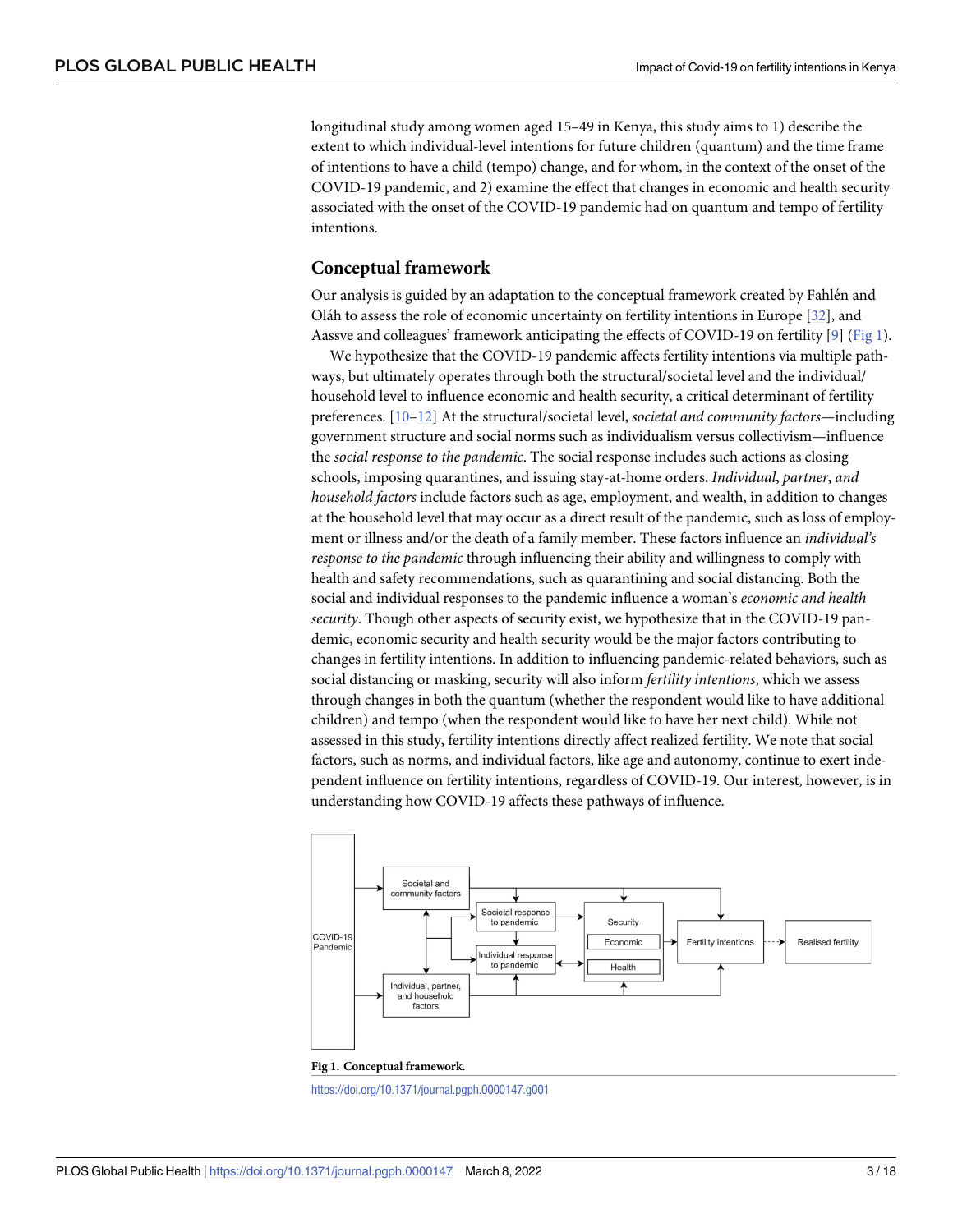longitudinal study among women aged 15–49 in Kenya, this study aims to 1) describe the extent to which individual-level intentions for future children (quantum) and the time frame of intentions to have a child (tempo) change, and for whom, in the context of the onset of the COVID-19 pandemic, and 2) examine the effect that changes in economic and health security associated with the onset of the COVID-19 pandemic had on quantum and tempo of fertility intentions.

## Conceptual framework

Our analysis is guided by an adaptation to the conceptual framework created by Fahlén and Oláh to assess the role of economic uncertainty on fertility intentions in Europe [32], and Aassve and colleagues' framework anticipating the effects of COVID-19 on fertility [9] (Fig 1).

We hypothesize that the COVID-19 pandemic affects fertility intentions via multiple pathways, but ultimately operates through both the structural/societal level and the individual/household level to influence economic and health security, a critical determinant of fertility preferences. [10–12] At the structural/societal level, *societal and community factors*—including government structure and social norms such as individualism versus collectivism—influence the *social response to the pandemic*. The social response includes such actions as closing schools, imposing quarantines, and issuing stay-at-home orders. *Individual, partner, and household factors* include factors such as age, employment, and wealth, in addition to changes at the household level that may occur as a direct result of the pandemic, such as loss of employment or illness and/or the death of a family member. These factors influence an *individual's response to the pandemic* through influencing their ability and willingness to comply with health and safety recommendations, such as quarantining and social distancing. Both the social and individual responses to the pandemic influence a woman's *economic and health security*. Though other aspects of security exist, we hypothesize that in the COVID-19 pandemic, economic security and health security would be the major factors contributing to changes in fertility intentions. In addition to influencing pandemic-related behaviors, such as social distancing or masking, security will also inform *fertility intentions*, which we assess through changes in both the quantum (whether the respondent would like to have additional children) and tempo (when the respondent would like to have her next child). While not assessed in this study, fertility intentions directly affect realized fertility. We note that social factors, such as norms, and individual factors, like age and autonomy, continue to exert independent influence on fertility intentions, regardless of COVID-19. Our interest, however, is in understanding how COVID-19 affects these pathways of influence.

**Fig 1. Conceptual framework.**

https://doi.org/10.1371/journal.pgph.0000147.g001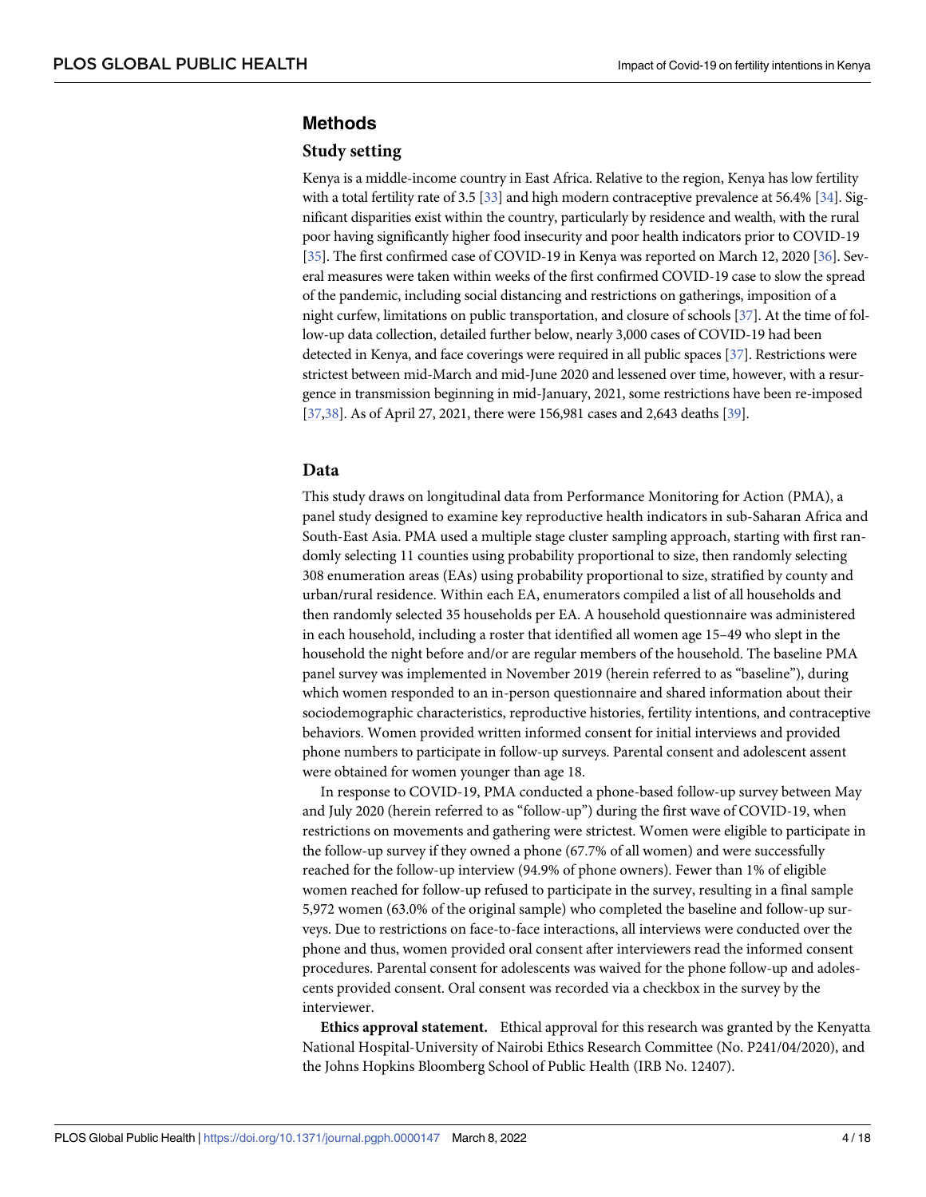## Methods

### Study setting

Kenya is a middle-income country in East Africa. Relative to the region, Kenya has low fertility with a total fertility rate of 3.5 [33] and high modern contraceptive prevalence at 56.4% [34]. Significant disparities exist within the country, particularly by residence and wealth, with the rural poor having significantly higher food insecurity and poor health indicators prior to COVID-19 [35]. The first confirmed case of COVID-19 in Kenya was reported on March 12, 2020 [36]. Several measures were taken within weeks of the first confirmed COVID-19 case to slow the spread of the pandemic, including social distancing and restrictions on gatherings, imposition of a night curfew, limitations on public transportation, and closure of schools [37]. At the time of follow-up data collection, detailed further below, nearly 3,000 cases of COVID-19 had been detected in Kenya, and face coverings were required in all public spaces [37]. Restrictions were strictest between mid-March and mid-June 2020 and lessened over time, however, with a resurgence in transmission beginning in mid-January, 2021, some restrictions have been re-imposed [37,38]. As of April 27, 2021, there were 156,981 cases and 2,643 deaths [39].

### Data

This study draws on longitudinal data from Performance Monitoring for Action (PMA), a panel study designed to examine key reproductive health indicators in sub-Saharan Africa and South-East Asia. PMA used a multiple stage cluster sampling approach, starting with first randomly selecting 11 counties using probability proportional to size, then randomly selecting 308 enumeration areas (EAs) using probability proportional to size, stratified by county and urban/rural residence. Within each EA, enumerators compiled a list of all households and then randomly selected 35 households per EA. A household questionnaire was administered in each household, including a roster that identified all women age 15–49 who slept in the household the night before and/or are regular members of the household. The baseline PMA panel survey was implemented in November 2019 (herein referred to as "baseline"), during which women responded to an in-person questionnaire and shared information about their sociodemographic characteristics, reproductive histories, fertility intentions, and contraceptive behaviors. Women provided written informed consent for initial interviews and provided phone numbers to participate in follow-up surveys. Parental consent and adolescent assent were obtained for women younger than age 18.

In response to COVID-19, PMA conducted a phone-based follow-up survey between May and July 2020 (herein referred to as "follow-up") during the first wave of COVID-19, when restrictions on movements and gathering were strictest. Women were eligible to participate in the follow-up survey if they owned a phone (67.7% of all women) and were successfully reached for the follow-up interview (94.9% of phone owners). Fewer than 1% of eligible women reached for follow-up refused to participate in the survey, resulting in a final sample 5,972 women (63.0% of the original sample) who completed the baseline and follow-up surveys. Due to restrictions on face-to-face interactions, all interviews were conducted over the phone and thus, women provided oral consent after interviewers read the informed consent procedures. Parental consent for adolescents was waived for the phone follow-up and adolescents provided consent. Oral consent was recorded via a checkbox in the survey by the interviewer.

**Ethics approval statement.** Ethical approval for this research was granted by the Kenyatta National Hospital-University of Nairobi Ethics Research Committee (No. P241/04/2020), and the Johns Hopkins Bloomberg School of Public Health (IRB No. 12407).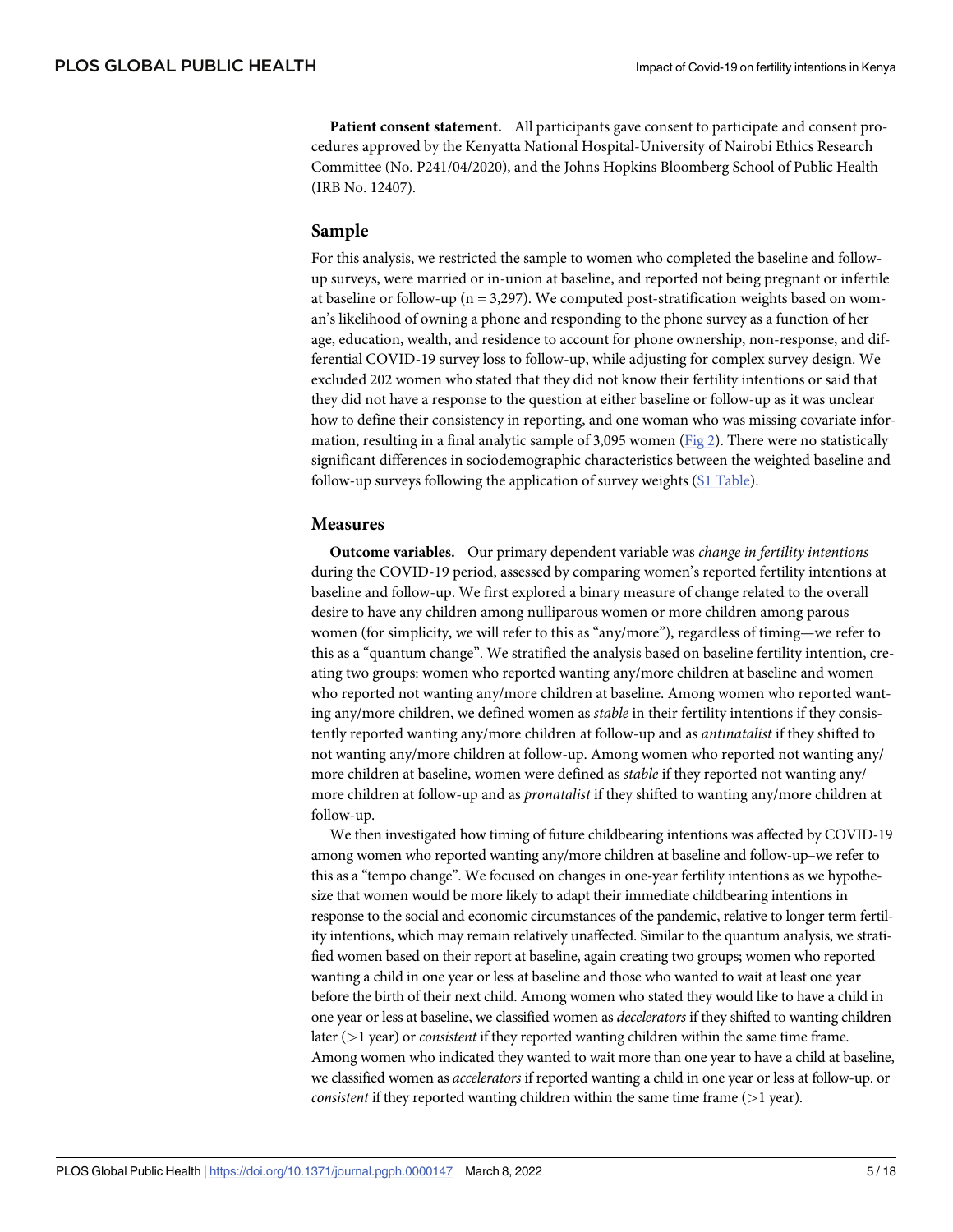**Patient consent statement.** All participants gave consent to participate and consent procedures approved by the Kenyatta National Hospital-University of Nairobi Ethics Research Committee (No. P241/04/2020), and the Johns Hopkins Bloomberg School of Public Health (IRB No. 12407).

## Sample

For this analysis, we restricted the sample to women who completed the baseline and follow-up surveys, were married or in-union at baseline, and reported not being pregnant or infertile at baseline or follow-up (n = 3,297). We computed post-stratification weights based on woman's likelihood of owning a phone and responding to the phone survey as a function of her age, education, wealth, and residence to account for phone ownership, non-response, and differential COVID-19 survey loss to follow-up, while adjusting for complex survey design. We excluded 202 women who stated that they did not know their fertility intentions or said that they did not have a response to the question at either baseline or follow-up as it was unclear how to define their consistency in reporting, and one woman who was missing covariate information, resulting in a final analytic sample of 3,095 women (Fig 2). There were no statistically significant differences in sociodemographic characteristics between the weighted baseline and follow-up surveys following the application of survey weights (S1 Table).

## Measures

**Outcome variables.** Our primary dependent variable was *change in fertility intentions* during the COVID-19 period, assessed by comparing women's reported fertility intentions at baseline and follow-up. We first explored a binary measure of change related to the overall desire to have any children among nulliparous women or more children among parous women (for simplicity, we will refer to this as "any/more"), regardless of timing—we refer to this as a "quantum change". We stratified the analysis based on baseline fertility intention, creating two groups: women who reported wanting any/more children at baseline and women who reported not wanting any/more children at baseline. Among women who reported wanting any/more children, we defined women as *stable* in their fertility intentions if they consistently reported wanting any/more children at follow-up and as *antinatalist* if they shifted to not wanting any/more children at follow-up. Among women who reported not wanting any/more children at baseline, women were defined as *stable* if they reported not wanting any/more children at follow-up and as *pronatalist* if they shifted to wanting any/more children at follow-up.

We then investigated how timing of future childbearing intentions was affected by COVID-19 among women who reported wanting any/more children at baseline and follow-up–we refer to this as a "tempo change". We focused on changes in one-year fertility intentions as we hypothesize that women would be more likely to adapt their immediate childbearing intentions in response to the social and economic circumstances of the pandemic, relative to longer term fertility intentions, which may remain relatively unaffected. Similar to the quantum analysis, we stratified women based on their report at baseline, again creating two groups; women who reported wanting a child in one year or less at baseline and those who wanted to wait at least one year before the birth of their next child. Among women who stated they would like to have a child in one year or less at baseline, we classified women as *decelerators* if they shifted to wanting children later (>1 year) or *consistent* if they reported wanting children within the same time frame. Among women who indicated they wanted to wait more than one year to have a child at baseline, we classified women as *accelerators* if reported wanting a child in one year or less at follow-up. or *consistent* if they reported wanting children within the same time frame (>1 year).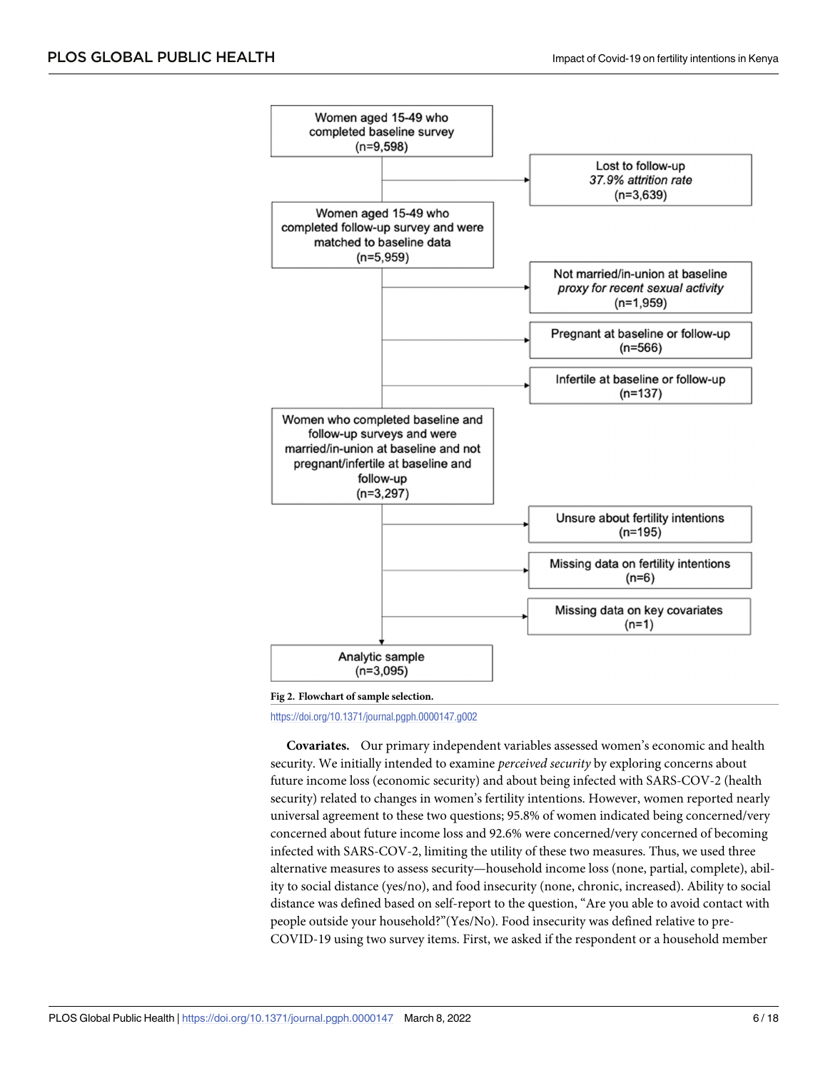Women aged 15-49 who completed baseline survey (n=9,598)

Lost to follow-up *37.9% attrition rate* (n=3,639)

Women aged 15-49 who completed follow-up survey and were matched to baseline data (n=5,959)

Not married/in-union at baseline *proxy for recent sexual activity* (n=1,959)

Pregnant at baseline or follow-up (n=566)

Infertile at baseline or follow-up (n=137)

Women who completed baseline and follow-up surveys and were married/in-union at baseline and not pregnant/infertile at baseline and follow-up (n=3,297)

Unsure about fertility intentions (n=195)

Missing data on fertility intentions (n=6)

Missing data on key covariates (n=1)

Analytic sample (n=3,095)

**Fig 2. Flowchart of sample selection.**

https://doi.org/10.1371/journal.pgph.0000147.g002

**Covariates.** Our primary independent variables assessed women's economic and health security. We initially intended to examine *perceived security* by exploring concerns about future income loss (economic security) and about being infected with SARS-COV-2 (health security) related to changes in women's fertility intentions. However, women reported nearly universal agreement to these two questions; 95.8% of women indicated being concerned/very concerned about future income loss and 92.6% were concerned/very concerned of becoming infected with SARS-COV-2, limiting the utility of these two measures. Thus, we used three alternative measures to assess security—household income loss (none, partial, complete), ability to social distance (yes/no), and food insecurity (none, chronic, increased). Ability to social distance was defined based on self-report to the question, "Are you able to avoid contact with people outside your household?"(Yes/No). Food insecurity was defined relative to pre-COVID-19 using two survey items. First, we asked if the respondent or a household member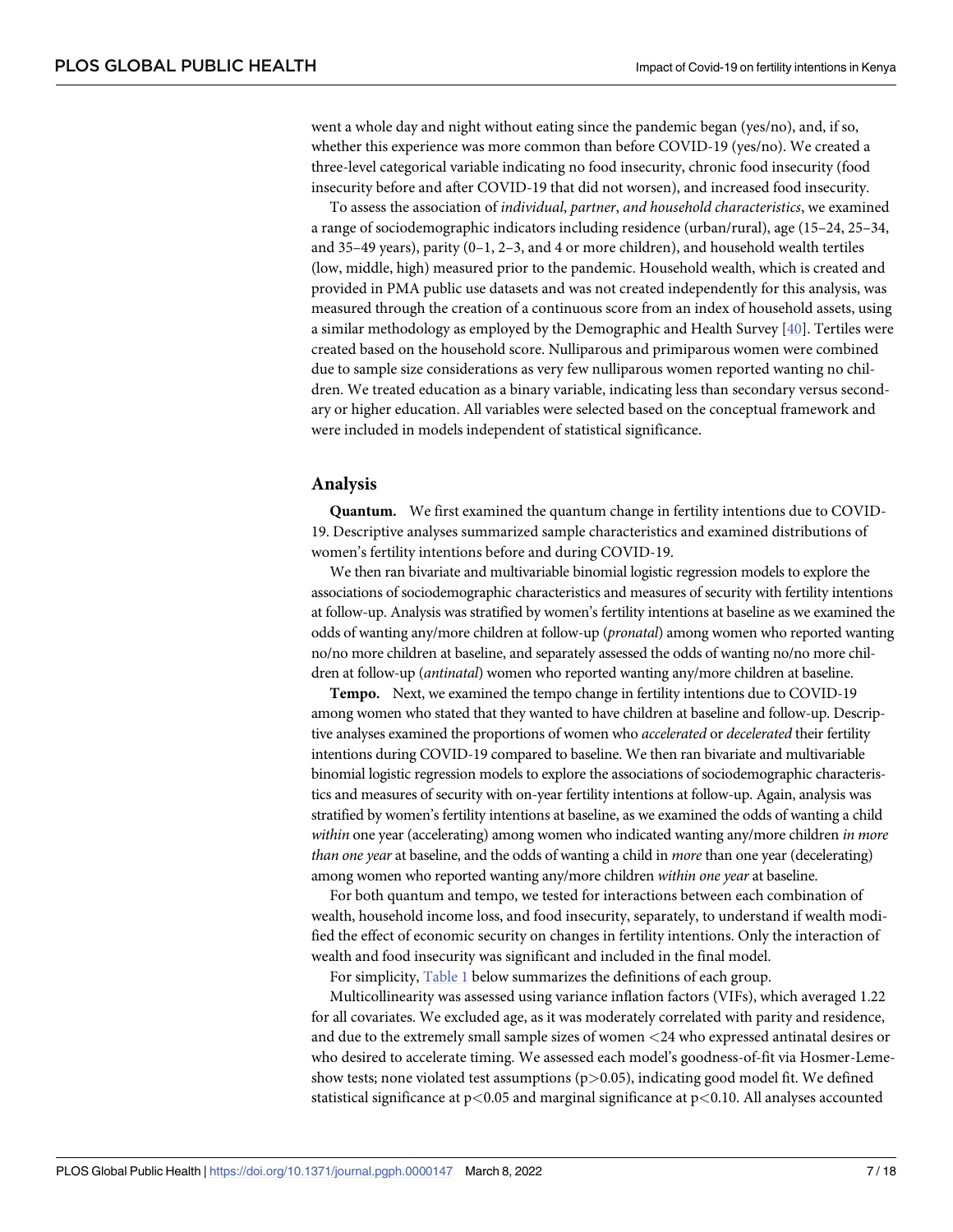went a whole day and night without eating since the pandemic began (yes/no), and, if so, whether this experience was more common than before COVID-19 (yes/no). We created a three-level categorical variable indicating no food insecurity, chronic food insecurity (food insecurity before and after COVID-19 that did not worsen), and increased food insecurity.

To assess the association of *individual*, *partner*, *and household characteristics*, we examined a range of sociodemographic indicators including residence (urban/rural), age (15–24, 25–34, and 35–49 years), parity (0–1, 2–3, and 4 or more children), and household wealth tertiles (low, middle, high) measured prior to the pandemic. Household wealth, which is created and provided in PMA public use datasets and was not created independently for this analysis, was measured through the creation of a continuous score from an index of household assets, using a similar methodology as employed by the Demographic and Health Survey [40]. Tertiles were created based on the household score. Nulliparous and primiparous women were combined due to sample size considerations as very few nulliparous women reported wanting no children. We treated education as a binary variable, indicating less than secondary versus secondary or higher education. All variables were selected based on the conceptual framework and were included in models independent of statistical significance.

## Analysis

**Quantum.** We first examined the quantum change in fertility intentions due to COVID-19. Descriptive analyses summarized sample characteristics and examined distributions of women's fertility intentions before and during COVID-19.

We then ran bivariate and multivariable binomial logistic regression models to explore the associations of sociodemographic characteristics and measures of security with fertility intentions at follow-up. Analysis was stratified by women's fertility intentions at baseline as we examined the odds of wanting any/more children at follow-up (*pronatal*) among women who reported wanting no/no more children at baseline, and separately assessed the odds of wanting no/no more children at follow-up (*antinatal*) women who reported wanting any/more children at baseline.

**Tempo.** Next, we examined the tempo change in fertility intentions due to COVID-19 among women who stated that they wanted to have children at baseline and follow-up. Descriptive analyses examined the proportions of women who *accelerated* or *decelerated* their fertility intentions during COVID-19 compared to baseline. We then ran bivariate and multivariable binomial logistic regression models to explore the associations of sociodemographic characteristics and measures of security with on-year fertility intentions at follow-up. Again, analysis was stratified by women's fertility intentions at baseline, as we examined the odds of wanting a child *within* one year (accelerating) among women who indicated wanting any/more children *in more than one year* at baseline, and the odds of wanting a child in *more* than one year (decelerating) among women who reported wanting any/more children *within one year* at baseline.

For both quantum and tempo, we tested for interactions between each combination of wealth, household income loss, and food insecurity, separately, to understand if wealth modified the effect of economic security on changes in fertility intentions. Only the interaction of wealth and food insecurity was significant and included in the final model.

For simplicity, Table 1 below summarizes the definitions of each group.

Multicollinearity was assessed using variance inflation factors (VIFs), which averaged 1.22 for all covariates. We excluded age, as it was moderately correlated with parity and residence, and due to the extremely small sample sizes of women <24 who expressed antinatal desires or who desired to accelerate timing. We assessed each model's goodness-of-fit via Hosmer-Lemeshow tests; none violated test assumptions ($p>0.05$), indicating good model fit. We defined statistical significance at $p<0.05$ and marginal significance at $p<0.10$. All analyses accounted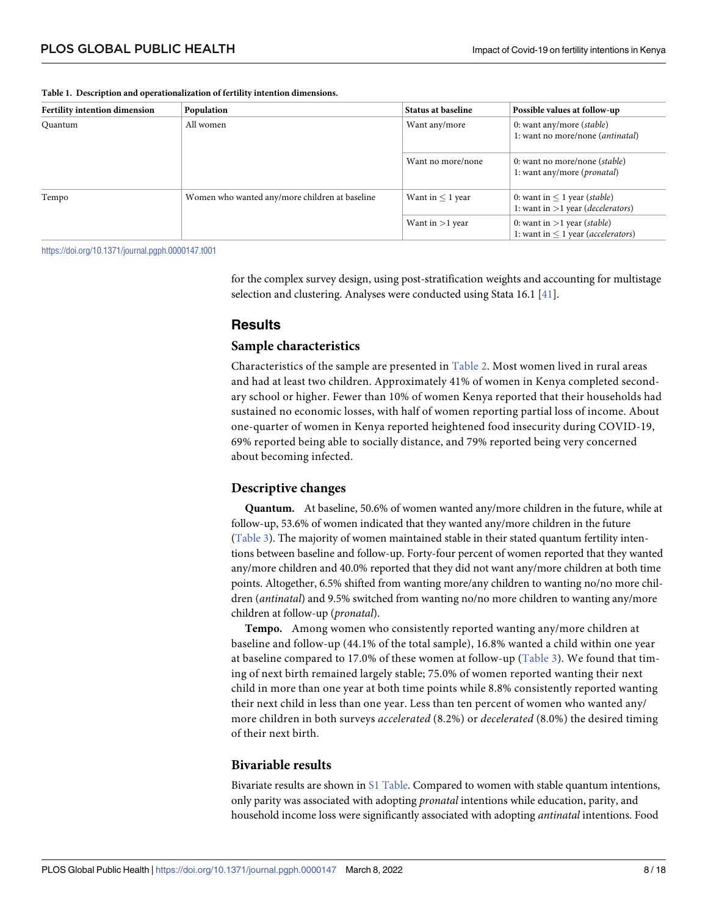**Table 1. Description and operationalization of fertility intention dimensions.**

| Fertility intention dimension | Population | Status at baseline | Possible values at follow-up |
|---|---|---|---|
| Quantum | All women | Want any/more | 0: want any/more (*stable*)<br>1: want no more/none (*antinatal*) |
| | | Want no more/none | 0: want no more/none (*stable*)<br>1: want any/more (*pronatal*) |
| Tempo | Women who wanted any/more children at baseline | Want in $\leq$ 1 year | 0: want in $\leq$ 1 year (*stable*)<br>1: want in $>$1 year (*decelerators*) |
| | | Want in $>$1 year | 0: want in $>$1 year (*stable*)<br>1: want in $\leq$ 1 year (*accelerators*) |

https://doi.org/10.1371/journal.pgph.0000147.t001

for the complex survey design, using post-stratification weights and accounting for multistage selection and clustering. Analyses were conducted using Stata 16.1 [41].

## Results

### Sample characteristics

Characteristics of the sample are presented in Table 2. Most women lived in rural areas and had at least two children. Approximately 41% of women in Kenya completed secondary school or higher. Fewer than 10% of women Kenya reported that their households had sustained no economic losses, with half of women reporting partial loss of income. About one-quarter of women in Kenya reported heightened food insecurity during COVID-19, 69% reported being able to socially distance, and 79% reported being very concerned about becoming infected.

### Descriptive changes

**Quantum.** At baseline, 50.6% of women wanted any/more children in the future, while at follow-up, 53.6% of women indicated that they wanted any/more children in the future (Table 3). The majority of women maintained stable in their stated quantum fertility intentions between baseline and follow-up. Forty-four percent of women reported that they wanted any/more children and 40.0% reported that they did not want any/more children at both time points. Altogether, 6.5% shifted from wanting more/any children to wanting no/no more children (*antinatal*) and 9.5% switched from wanting no/no more children to wanting any/more children at follow-up (*pronatal*).

**Tempo.** Among women who consistently reported wanting any/more children at baseline and follow-up (44.1% of the total sample), 16.8% wanted a child within one year at baseline compared to 17.0% of these women at follow-up (Table 3). We found that timing of next birth remained largely stable; 75.0% of women reported wanting their next child in more than one year at both time points while 8.8% consistently reported wanting their next child in less than one year. Less than ten percent of women who wanted any/more children in both surveys *accelerated* (8.2%) or *decelerated* (8.0%) the desired timing of their next birth.

### Bivariable results

Bivariate results are shown in S1 Table. Compared to women with stable quantum intentions, only parity was associated with adopting *pronatal* intentions while education, parity, and household income loss were significantly associated with adopting *antinatal* intentions. Food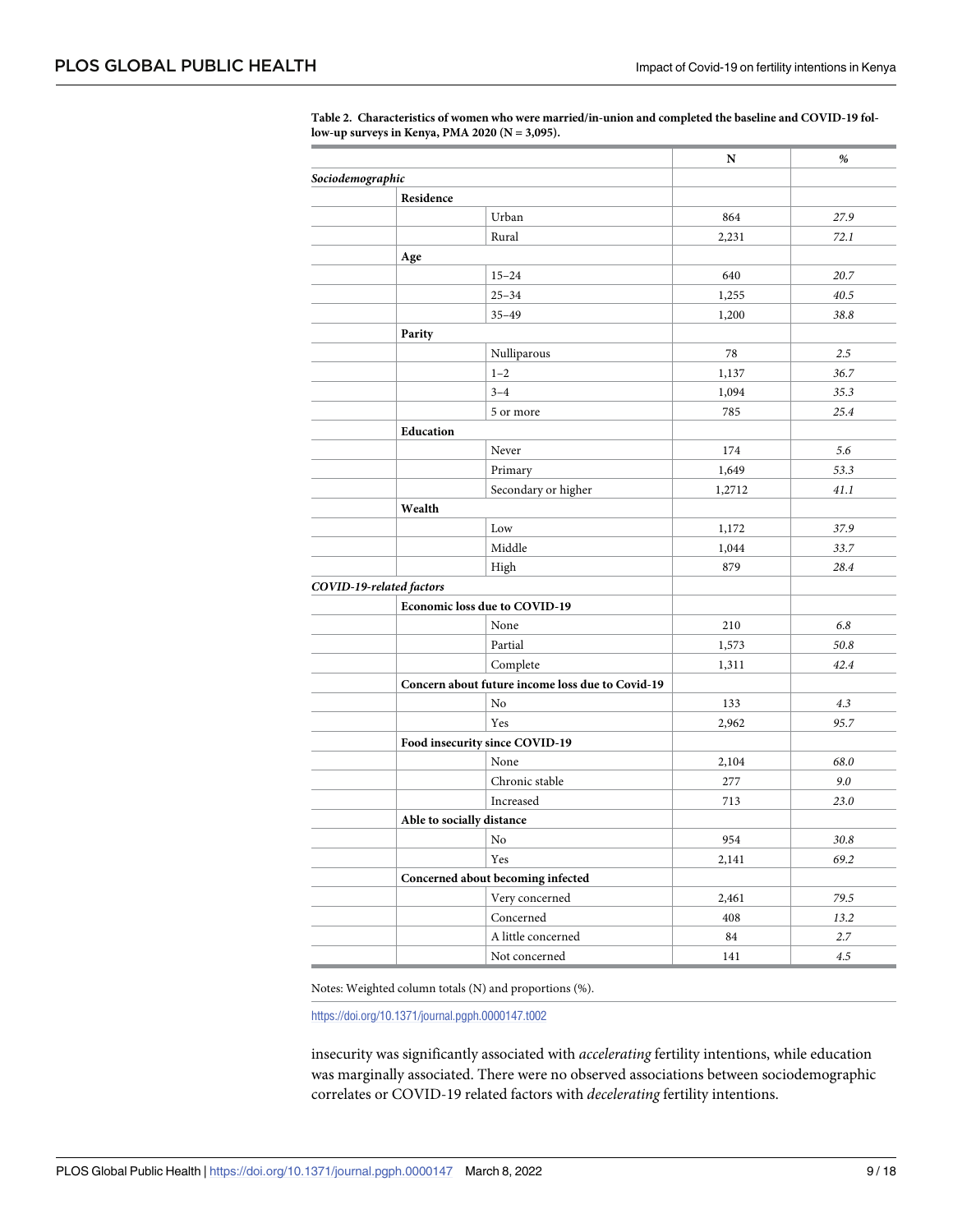**Table 2. Characteristics of women who were married/in-union and completed the baseline and COVID-19 follow-up surveys in Kenya, PMA 2020 (N = 3,095).**

| | | | N | % |
|---|---|---|---|---|
| *Sociodemographic* | | | | |
| | **Residence** | | | |
| | | Urban | 864 | *27.9* |
| | | Rural | 2,231 | *72.1* |
| | **Age** | | | |
| | | 15–24 | 640 | *20.7* |
| | | 25–34 | 1,255 | *40.5* |
| | | 35–49 | 1,200 | *38.8* |
| | **Parity** | | | |
| | | Nulliparous | 78 | *2.5* |
| | | 1–2 | 1,137 | *36.7* |
| | | 3–4 | 1,094 | *35.3* |
| | | 5 or more | 785 | *25.4* |
| | **Education** | | | |
| | | Never | 174 | *5.6* |
| | | Primary | 1,649 | *53.3* |
| | | Secondary or higher | 1,2712 | *41.1* |
| | **Wealth** | | | |
| | | Low | 1,172 | *37.9* |
| | | Middle | 1,044 | *33.7* |
| | | High | 879 | *28.4* |
| *COVID-19-related factors* | | | | |
| | **Economic loss due to COVID-19** | | | |
| | | None | 210 | *6.8* |
| | | Partial | 1,573 | *50.8* |
| | | Complete | 1,311 | *42.4* |
| | **Concern about future income loss due to Covid-19** | | | |
| | | No | 133 | *4.3* |
| | | Yes | 2,962 | *95.7* |
| | **Food insecurity since COVID-19** | | | |
| | | None | 2,104 | *68.0* |
| | | Chronic stable | 277 | *9.0* |
| | | Increased | 713 | *23.0* |
| | **Able to socially distance** | | | |
| | | No | 954 | *30.8* |
| | | Yes | 2,141 | *69.2* |
| | **Concerned about becoming infected** | | | |
| | | Very concerned | 2,461 | *79.5* |
| | | Concerned | 408 | *13.2* |
| | | A little concerned | 84 | *2.7* |
| | | Not concerned | 141 | *4.5* |

Notes: Weighted column totals (N) and proportions (%).

https://doi.org/10.1371/journal.pgph.0000147.t002

insecurity was significantly associated with *accelerating* fertility intentions, while education was marginally associated. There were no observed associations between sociodemographic correlates or COVID-19 related factors with *decelerating* fertility intentions.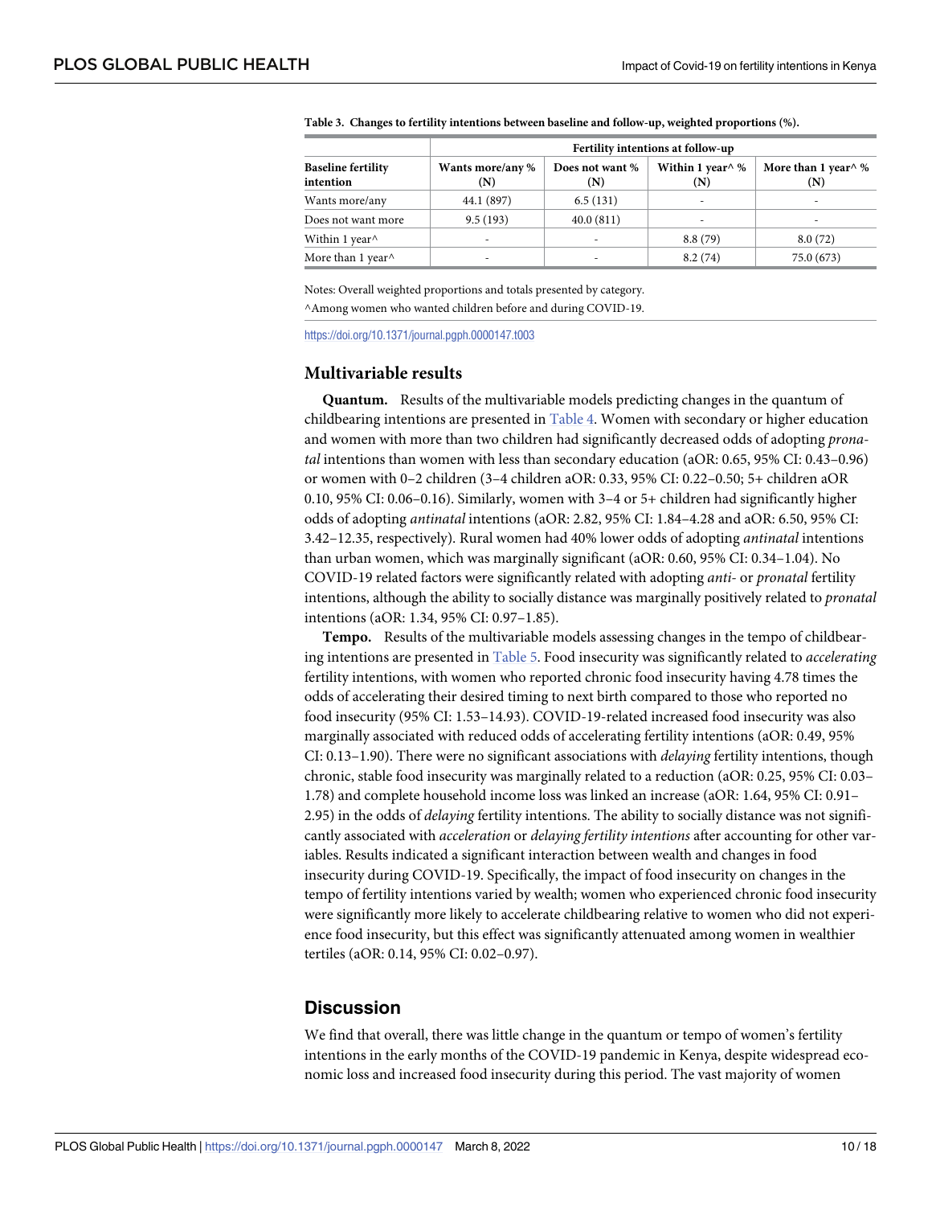**Table 3. Changes to fertility intentions between baseline and follow-up, weighted proportions (%).**

| | Fertility intentions at follow-up | | | |
|---|---|---|---|---|
| Baseline fertility intention | Wants more/any % (N) | Does not want % (N) | Within 1 year^ % (N) | More than 1 year^ % (N) |
| Wants more/any | 44.1 (897) | 6.5 (131) | - | - |
| Does not want more | 9.5 (193) | 40.0 (811) | - | - |
| Within 1 year^ | - | - | 8.8 (79) | 8.0 (72) |
| More than 1 year^ | - | - | 8.2 (74) | 75.0 (673) |

Notes: Overall weighted proportions and totals presented by category.

^Among women who wanted children before and during COVID-19.

https://doi.org/10.1371/journal.pgph.0000147.t003

### Multivariable results

**Quantum.** Results of the multivariable models predicting changes in the quantum of childbearing intentions are presented in Table 4. Women with secondary or higher education and women with more than two children had significantly decreased odds of adopting *pronatal* intentions than women with less than secondary education (aOR: 0.65, 95% CI: 0.43–0.96) or women with 0–2 children (3–4 children aOR: 0.33, 95% CI: 0.22–0.50; 5+ children aOR 0.10, 95% CI: 0.06–0.16). Similarly, women with 3–4 or 5+ children had significantly higher odds of adopting *antinatal* intentions (aOR: 2.82, 95% CI: 1.84–4.28 and aOR: 6.50, 95% CI: 3.42–12.35, respectively). Rural women had 40% lower odds of adopting *antinatal* intentions than urban women, which was marginally significant (aOR: 0.60, 95% CI: 0.34–1.04). No COVID-19 related factors were significantly related with adopting *anti-* or *pronatal* fertility intentions, although the ability to socially distance was marginally positively related to *pronatal* intentions (aOR: 1.34, 95% CI: 0.97–1.85).

**Tempo.** Results of the multivariable models assessing changes in the tempo of childbearing intentions are presented in Table 5. Food insecurity was significantly related to *accelerating* fertility intentions, with women who reported chronic food insecurity having 4.78 times the odds of accelerating their desired timing to next birth compared to those who reported no food insecurity (95% CI: 1.53–14.93). COVID-19-related increased food insecurity was also marginally associated with reduced odds of accelerating fertility intentions (aOR: 0.49, 95% CI: 0.13–1.90). There were no significant associations with *delaying* fertility intentions, though chronic, stable food insecurity was marginally related to a reduction (aOR: 0.25, 95% CI: 0.03–1.78) and complete household income loss was linked an increase (aOR: 1.64, 95% CI: 0.91–2.95) in the odds of *delaying* fertility intentions. The ability to socially distance was not significantly associated with *acceleration* or *delaying fertility intentions* after accounting for other variables. Results indicated a significant interaction between wealth and changes in food insecurity during COVID-19. Specifically, the impact of food insecurity on changes in the tempo of fertility intentions varied by wealth; women who experienced chronic food insecurity were significantly more likely to accelerate childbearing relative to women who did not experience food insecurity, but this effect was significantly attenuated among women in wealthier tertiles (aOR: 0.14, 95% CI: 0.02–0.97).

## Discussion

We find that overall, there was little change in the quantum or tempo of women's fertility intentions in the early months of the COVID-19 pandemic in Kenya, despite widespread economic loss and increased food insecurity during this period. The vast majority of women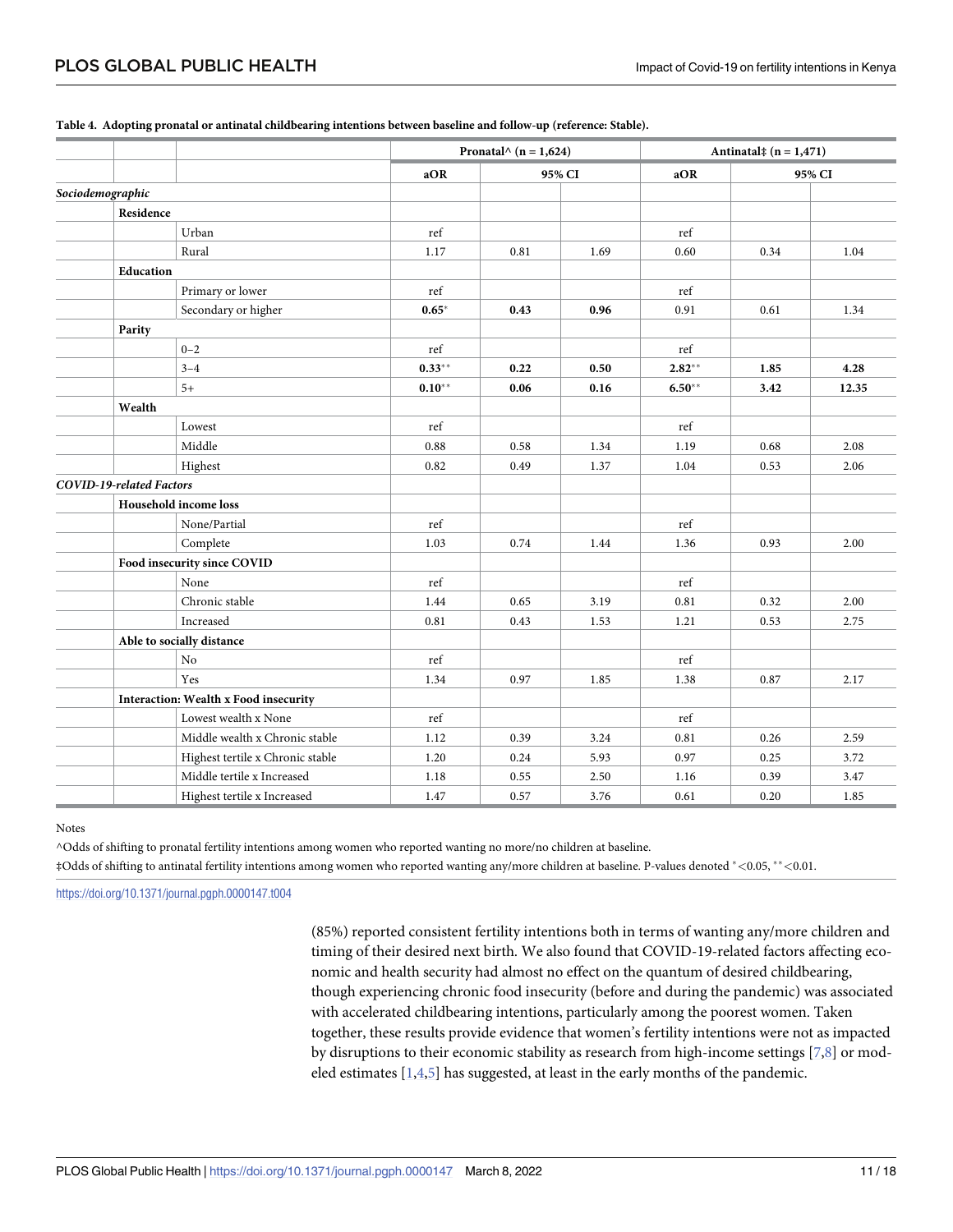**Table 4. Adopting pronatal or antinatal childbearing intentions between baseline and follow-up (reference: Stable).**

| | | | Pronatal^ (n = 1,624) | | | Antinatal‡ (n = 1,471) | | |
|---|---|---|---|---|---|---|---|---|
| | | | aOR | 95% CI | | aOR | 95% CI | |
| *Sociodemographic* | | | | | | | | |
| | **Residence** | | | | | | | |
| | | Urban | ref | | | ref | | |
| | | Rural | 1.17 | 0.81 | 1.69 | 0.60 | 0.34 | 1.04 |
| | **Education** | | | | | | | |
| | | Primary or lower | ref | | | ref | | |
| | | Secondary or higher | **0.65*** | **0.43** | **0.96** | 0.91 | 0.61 | 1.34 |
| | **Parity** | | | | | | | |
| | | 0–2 | ref | | | ref | | |
| | | 3–4 | **0.33**** | **0.22** | **0.50** | **2.82**** | **1.85** | **4.28** |
| | | 5+ | **0.10**** | **0.06** | **0.16** | **6.50**** | **3.42** | **12.35** |
| | **Wealth** | | | | | | | |
| | | Lowest | ref | | | ref | | |
| | | Middle | 0.88 | 0.58 | 1.34 | 1.19 | 0.68 | 2.08 |
| | | Highest | 0.82 | 0.49 | 1.37 | 1.04 | 0.53 | 2.06 |
| *COVID-19-related Factors* | | | | | | | | |
| | **Household income loss** | | | | | | | |
| | | None/Partial | ref | | | ref | | |
| | | Complete | 1.03 | 0.74 | 1.44 | 1.36 | 0.93 | 2.00 |
| | **Food insecurity since COVID** | | | | | | | |
| | | None | ref | | | ref | | |
| | | Chronic stable | 1.44 | 0.65 | 3.19 | 0.81 | 0.32 | 2.00 |
| | | Increased | 0.81 | 0.43 | 1.53 | 1.21 | 0.53 | 2.75 |
| | **Able to socially distance** | | | | | | | |
| | | No | ref | | | ref | | |
| | | Yes | 1.34 | 0.97 | 1.85 | 1.38 | 0.87 | 2.17 |
| | **Interaction: Wealth x Food insecurity** | | | | | | | |
| | | Lowest wealth x None | ref | | | ref | | |
| | | Middle wealth x Chronic stable | 1.12 | 0.39 | 3.24 | 0.81 | 0.26 | 2.59 |
| | | Highest tertile x Chronic stable | 1.20 | 0.24 | 5.93 | 0.97 | 0.25 | 3.72 |
| | | Middle tertile x Increased | 1.18 | 0.55 | 2.50 | 1.16 | 0.39 | 3.47 |
| | | Highest tertile x Increased | 1.47 | 0.57 | 3.76 | 0.61 | 0.20 | 1.85 |

Notes

^Odds of shifting to pronatal fertility intentions among women who reported wanting no more/no children at baseline.

‡Odds of shifting to antinatal fertility intentions among women who reported wanting any/more children at baseline. P-values denoted *<0.05, **<0.01.

https://doi.org/10.1371/journal.pgph.0000147.t004

(85%) reported consistent fertility intentions both in terms of wanting any/more children and timing of their desired next birth. We also found that COVID-19-related factors affecting economic and health security had almost no effect on the quantum of desired childbearing, though experiencing chronic food insecurity (before and during the pandemic) was associated with accelerated childbearing intentions, particularly among the poorest women. Taken together, these results provide evidence that women's fertility intentions were not as impacted by disruptions to their economic stability as research from high-income settings [7,8] or modeled estimates [1,4,5] has suggested, at least in the early months of the pandemic.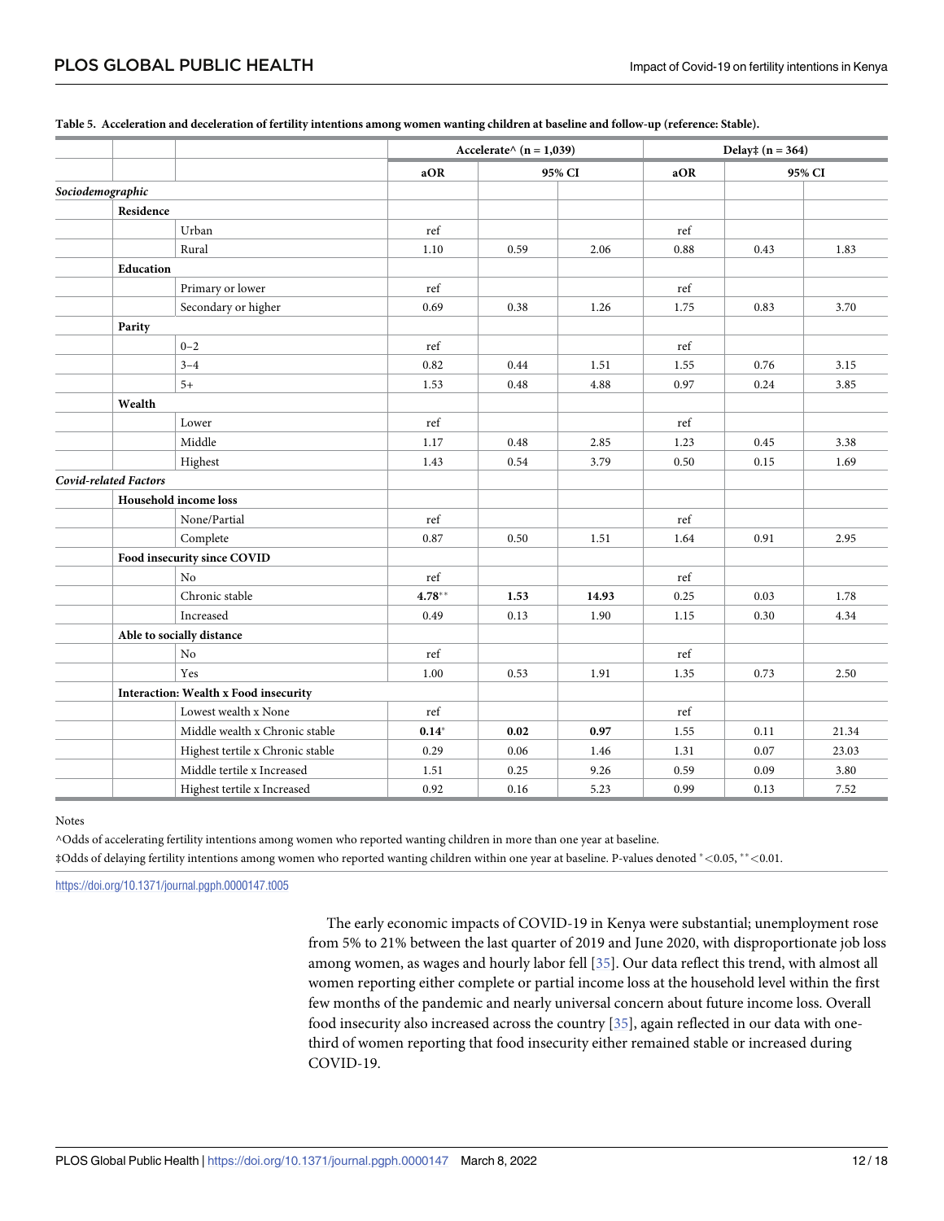**Table 5. Acceleration and deceleration of fertility intentions among women wanting children at baseline and follow-up (reference: Stable).**

| | | | Accelerate^ (n = 1,039) | | | Delay‡ (n = 364) | | |
|---|---|---|---|---|---|---|---|---|
| | | | aOR | 95% CI | | aOR | 95% CI | |
| *Sociodemographic* | | | | | | | | |
| | **Residence** | | | | | | | |
| | | Urban | ref | | | ref | | |
| | | Rural | 1.10 | 0.59 | 2.06 | 0.88 | 0.43 | 1.83 |
| | **Education** | | | | | | | |
| | | Primary or lower | ref | | | ref | | |
| | | Secondary or higher | 0.69 | 0.38 | 1.26 | 1.75 | 0.83 | 3.70 |
| | **Parity** | | | | | | | |
| | | 0–2 | ref | | | ref | | |
| | | 3–4 | 0.82 | 0.44 | 1.51 | 1.55 | 0.76 | 3.15 |
| | | 5+ | 1.53 | 0.48 | 4.88 | 0.97 | 0.24 | 3.85 |
| | **Wealth** | | | | | | | |
| | | Lower | ref | | | ref | | |
| | | Middle | 1.17 | 0.48 | 2.85 | 1.23 | 0.45 | 3.38 |
| | | Highest | 1.43 | 0.54 | 3.79 | 0.50 | 0.15 | 1.69 |
| *Covid-related Factors* | | | | | | | | |
| | **Household income loss** | | | | | | | |
| | | None/Partial | ref | | | ref | | |
| | | Complete | 0.87 | 0.50 | 1.51 | 1.64 | 0.91 | 2.95 |
| | **Food insecurity since COVID** | | | | | | | |
| | | No | ref | | | ref | | |
| | | Chronic stable | **4.78**** | **1.53** | **14.93** | 0.25 | 0.03 | 1.78 |
| | | Increased | 0.49 | 0.13 | 1.90 | 1.15 | 0.30 | 4.34 |
| | **Able to socially distance** | | | | | | | |
| | | No | ref | | | ref | | |
| | | Yes | 1.00 | 0.53 | 1.91 | 1.35 | 0.73 | 2.50 |
| | **Interaction: Wealth x Food insecurity** | | | | | | | |
| | | Lowest wealth x None | ref | | | ref | | |
| | | Middle wealth x Chronic stable | **0.14*** | **0.02** | **0.97** | 1.55 | 0.11 | 21.34 |
| | | Highest tertile x Chronic stable | 0.29 | 0.06 | 1.46 | 1.31 | 0.07 | 23.03 |
| | | Middle tertile x Increased | 1.51 | 0.25 | 9.26 | 0.59 | 0.09 | 3.80 |
| | | Highest tertile x Increased | 0.92 | 0.16 | 5.23 | 0.99 | 0.13 | 7.52 |

Notes

^Odds of accelerating fertility intentions among women who reported wanting children in more than one year at baseline.

‡Odds of delaying fertility intentions among women who reported wanting children within one year at baseline. P-values denoted *<0.05, **<0.01.

https://doi.org/10.1371/journal.pgph.0000147.t005

The early economic impacts of COVID-19 in Kenya were substantial; unemployment rose from 5% to 21% between the last quarter of 2019 and June 2020, with disproportionate job loss among women, as wages and hourly labor fell [35]. Our data reflect this trend, with almost all women reporting either complete or partial income loss at the household level within the first few months of the pandemic and nearly universal concern about future income loss. Overall food insecurity also increased across the country [35], again reflected in our data with one-third of women reporting that food insecurity either remained stable or increased during COVID-19.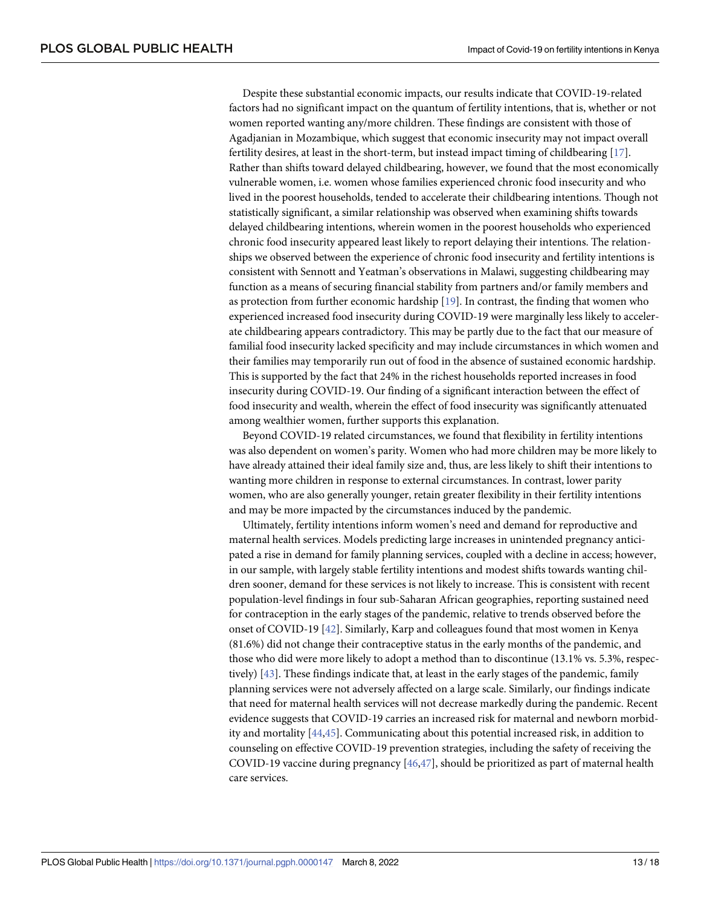Despite these substantial economic impacts, our results indicate that COVID-19-related factors had no significant impact on the quantum of fertility intentions, that is, whether or not women reported wanting any/more children. These findings are consistent with those of Agadjanian in Mozambique, which suggest that economic insecurity may not impact overall fertility desires, at least in the short-term, but instead impact timing of childbearing [17]. Rather than shifts toward delayed childbearing, however, we found that the most economically vulnerable women, i.e. women whose families experienced chronic food insecurity and who lived in the poorest households, tended to accelerate their childbearing intentions. Though not statistically significant, a similar relationship was observed when examining shifts towards delayed childbearing intentions, wherein women in the poorest households who experienced chronic food insecurity appeared least likely to report delaying their intentions. The relationships we observed between the experience of chronic food insecurity and fertility intentions is consistent with Sennott and Yeatman's observations in Malawi, suggesting childbearing may function as a means of securing financial stability from partners and/or family members and as protection from further economic hardship [19]. In contrast, the finding that women who experienced increased food insecurity during COVID-19 were marginally less likely to accelerate childbearing appears contradictory. This may be partly due to the fact that our measure of familial food insecurity lacked specificity and may include circumstances in which women and their families may temporarily run out of food in the absence of sustained economic hardship. This is supported by the fact that 24% in the richest households reported increases in food insecurity during COVID-19. Our finding of a significant interaction between the effect of food insecurity and wealth, wherein the effect of food insecurity was significantly attenuated among wealthier women, further supports this explanation.

Beyond COVID-19 related circumstances, we found that flexibility in fertility intentions was also dependent on women's parity. Women who had more children may be more likely to have already attained their ideal family size and, thus, are less likely to shift their intentions to wanting more children in response to external circumstances. In contrast, lower parity women, who are also generally younger, retain greater flexibility in their fertility intentions and may be more impacted by the circumstances induced by the pandemic.

Ultimately, fertility intentions inform women's need and demand for reproductive and maternal health services. Models predicting large increases in unintended pregnancy anticipated a rise in demand for family planning services, coupled with a decline in access; however, in our sample, with largely stable fertility intentions and modest shifts towards wanting children sooner, demand for these services is not likely to increase. This is consistent with recent population-level findings in four sub-Saharan African geographies, reporting sustained need for contraception in the early stages of the pandemic, relative to trends observed before the onset of COVID-19 [42]. Similarly, Karp and colleagues found that most women in Kenya (81.6%) did not change their contraceptive status in the early months of the pandemic, and those who did were more likely to adopt a method than to discontinue (13.1% vs. 5.3%, respectively) [43]. These findings indicate that, at least in the early stages of the pandemic, family planning services were not adversely affected on a large scale. Similarly, our findings indicate that need for maternal health services will not decrease markedly during the pandemic. Recent evidence suggests that COVID-19 carries an increased risk for maternal and newborn morbidity and mortality [44,45]. Communicating about this potential increased risk, in addition to counseling on effective COVID-19 prevention strategies, including the safety of receiving the COVID-19 vaccine during pregnancy [46,47], should be prioritized as part of maternal health care services.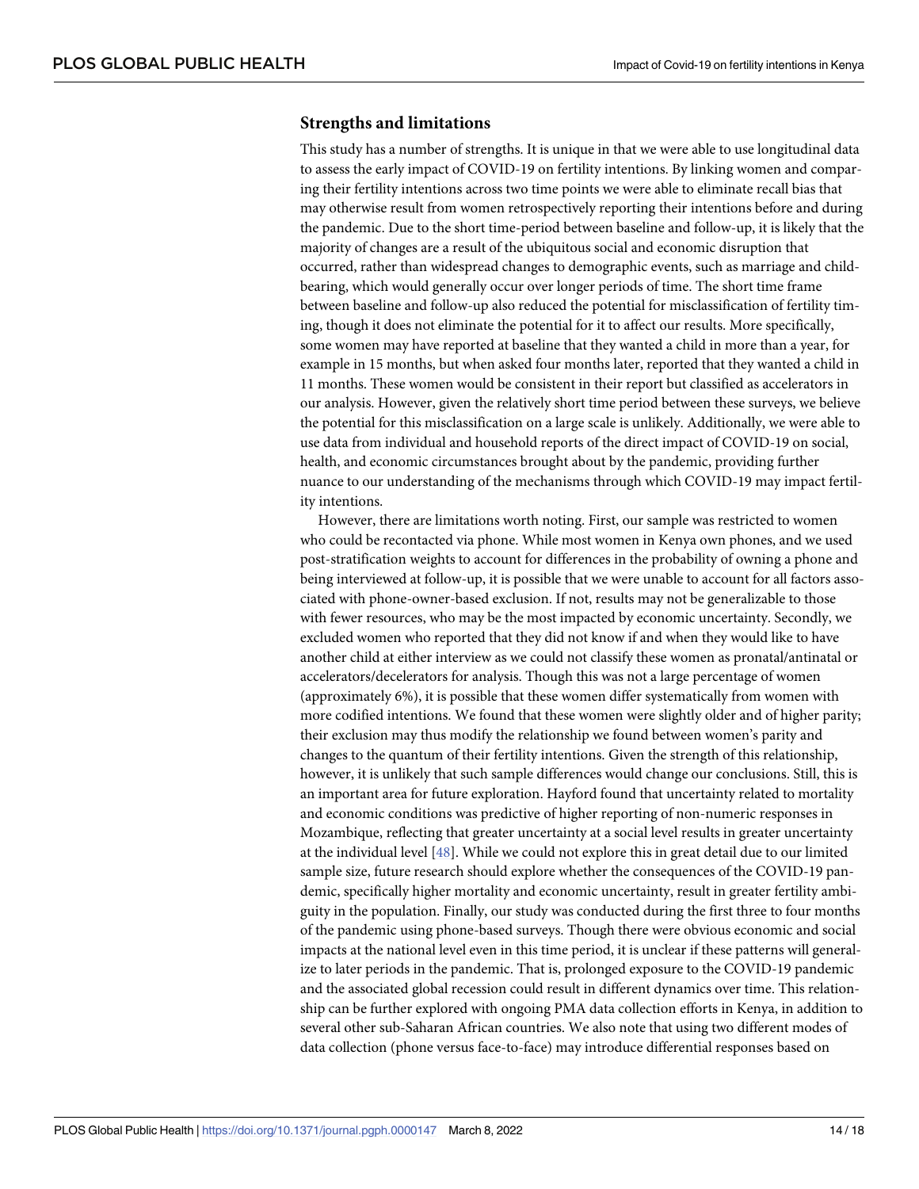### Strengths and limitations

This study has a number of strengths. It is unique in that we were able to use longitudinal data to assess the early impact of COVID-19 on fertility intentions. By linking women and comparing their fertility intentions across two time points we were able to eliminate recall bias that may otherwise result from women retrospectively reporting their intentions before and during the pandemic. Due to the short time-period between baseline and follow-up, it is likely that the majority of changes are a result of the ubiquitous social and economic disruption that occurred, rather than widespread changes to demographic events, such as marriage and childbearing, which would generally occur over longer periods of time. The short time frame between baseline and follow-up also reduced the potential for misclassification of fertility timing, though it does not eliminate the potential for it to affect our results. More specifically, some women may have reported at baseline that they wanted a child in more than a year, for example in 15 months, but when asked four months later, reported that they wanted a child in 11 months. These women would be consistent in their report but classified as accelerators in our analysis. However, given the relatively short time period between these surveys, we believe the potential for this misclassification on a large scale is unlikely. Additionally, we were able to use data from individual and household reports of the direct impact of COVID-19 on social, health, and economic circumstances brought about by the pandemic, providing further nuance to our understanding of the mechanisms through which COVID-19 may impact fertility intentions.

However, there are limitations worth noting. First, our sample was restricted to women who could be recontacted via phone. While most women in Kenya own phones, and we used post-stratification weights to account for differences in the probability of owning a phone and being interviewed at follow-up, it is possible that we were unable to account for all factors associated with phone-owner-based exclusion. If not, results may not be generalizable to those with fewer resources, who may be the most impacted by economic uncertainty. Secondly, we excluded women who reported that they did not know if and when they would like to have another child at either interview as we could not classify these women as pronatal/antinatal or accelerators/decelerators for analysis. Though this was not a large percentage of women (approximately 6%), it is possible that these women differ systematically from women with more codified intentions. We found that these women were slightly older and of higher parity; their exclusion may thus modify the relationship we found between women's parity and changes to the quantum of their fertility intentions. Given the strength of this relationship, however, it is unlikely that such sample differences would change our conclusions. Still, this is an important area for future exploration. Hayford found that uncertainty related to mortality and economic conditions was predictive of higher reporting of non-numeric responses in Mozambique, reflecting that greater uncertainty at a social level results in greater uncertainty at the individual level [48]. While we could not explore this in great detail due to our limited sample size, future research should explore whether the consequences of the COVID-19 pandemic, specifically higher mortality and economic uncertainty, result in greater fertility ambiguity in the population. Finally, our study was conducted during the first three to four months of the pandemic using phone-based surveys. Though there were obvious economic and social impacts at the national level even in this time period, it is unclear if these patterns will generalize to later periods in the pandemic. That is, prolonged exposure to the COVID-19 pandemic and the associated global recession could result in different dynamics over time. This relationship can be further explored with ongoing PMA data collection efforts in Kenya, in addition to several other sub-Saharan African countries. We also note that using two different modes of data collection (phone versus face-to-face) may introduce differential responses based on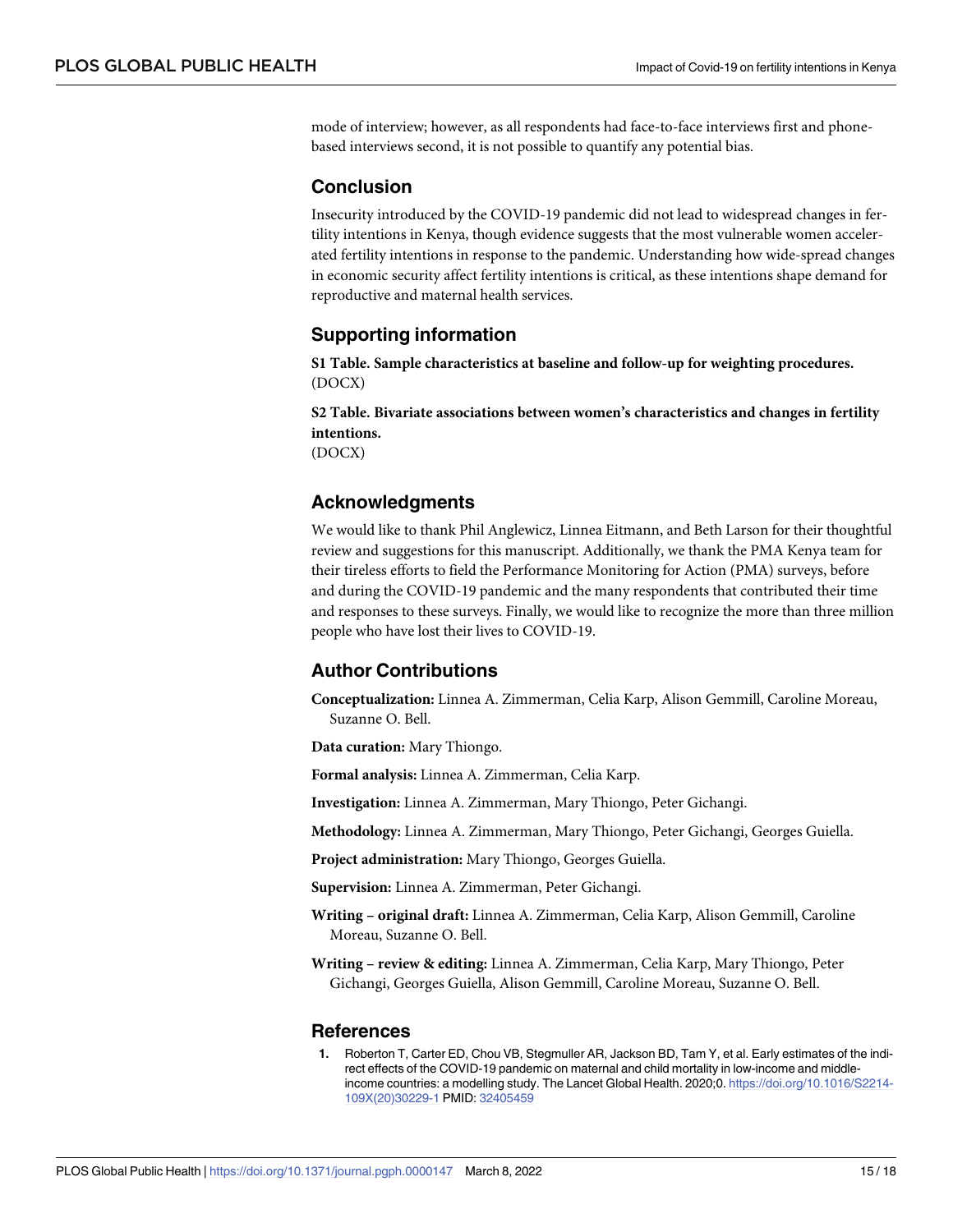mode of interview; however, as all respondents had face-to-face interviews first and phone-based interviews second, it is not possible to quantify any potential bias.

## Conclusion

Insecurity introduced by the COVID-19 pandemic did not lead to widespread changes in fertility intentions in Kenya, though evidence suggests that the most vulnerable women accelerated fertility intentions in response to the pandemic. Understanding how wide-spread changes in economic security affect fertility intentions is critical, as these intentions shape demand for reproductive and maternal health services.

## Supporting information

**S1 Table. Sample characteristics at baseline and follow-up for weighting procedures.**
(DOCX)

**S2 Table. Bivariate associations between women's characteristics and changes in fertility intentions.**
(DOCX)

## Acknowledgments

We would like to thank Phil Anglewicz, Linnea Eitmann, and Beth Larson for their thoughtful review and suggestions for this manuscript. Additionally, we thank the PMA Kenya team for their tireless efforts to field the Performance Monitoring for Action (PMA) surveys, before and during the COVID-19 pandemic and the many respondents that contributed their time and responses to these surveys. Finally, we would like to recognize the more than three million people who have lost their lives to COVID-19.

## Author Contributions

**Conceptualization:** Linnea A. Zimmerman, Celia Karp, Alison Gemmill, Caroline Moreau, Suzanne O. Bell.

**Data curation:** Mary Thiongo.

**Formal analysis:** Linnea A. Zimmerman, Celia Karp.

**Investigation:** Linnea A. Zimmerman, Mary Thiongo, Peter Gichangi.

**Methodology:** Linnea A. Zimmerman, Mary Thiongo, Peter Gichangi, Georges Guiella.

**Project administration:** Mary Thiongo, Georges Guiella.

**Supervision:** Linnea A. Zimmerman, Peter Gichangi.

**Writing – original draft:** Linnea A. Zimmerman, Celia Karp, Alison Gemmill, Caroline Moreau, Suzanne O. Bell.

**Writing – review & editing:** Linnea A. Zimmerman, Celia Karp, Mary Thiongo, Peter Gichangi, Georges Guiella, Alison Gemmill, Caroline Moreau, Suzanne O. Bell.

## References

1. Roberton T, Carter ED, Chou VB, Stegmuller AR, Jackson BD, Tam Y, et al. Early estimates of the indirect effects of the COVID-19 pandemic on maternal and child mortality in low-income and middle-income countries: a modelling study. The Lancet Global Health. 2020;0. https://doi.org/10.1016/S2214-109X(20)30229-1 PMID: 32405459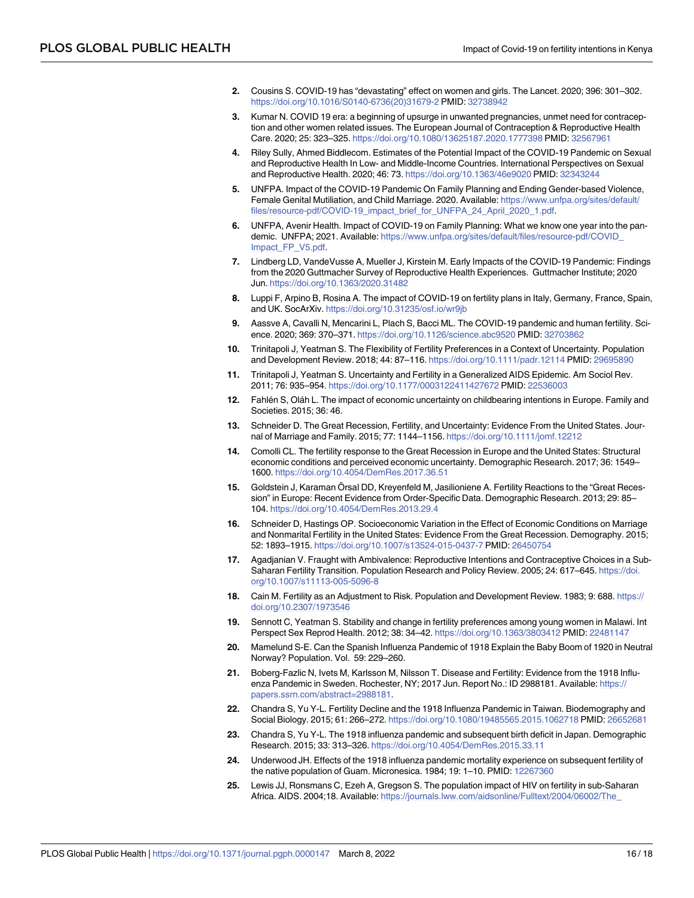2. Cousins S. COVID-19 has "devastating" effect on women and girls. The Lancet. 2020; 396: 301–302. https://doi.org/10.1016/S0140-6736(20)31679-2 PMID: 32738942
3. Kumar N. COVID 19 era: a beginning of upsurge in unwanted pregnancies, unmet need for contraception and other women related issues. The European Journal of Contraception & Reproductive Health Care. 2020; 25: 323–325. https://doi.org/10.1080/13625187.2020.1777398 PMID: 32567961
4. Riley Sully, Ahmed Biddlecom. Estimates of the Potential Impact of the COVID-19 Pandemic on Sexual and Reproductive Health In Low- and Middle-Income Countries. International Perspectives on Sexual and Reproductive Health. 2020; 46: 73. https://doi.org/10.1363/46e9020 PMID: 32343244
5. UNFPA. Impact of the COVID-19 Pandemic On Family Planning and Ending Gender-based Violence, Female Genital Mutiliation, and Child Marriage. 2020. Available: https://www.unfpa.org/sites/default/files/resource-pdf/COVID-19_impact_brief_for_UNFPA_24_April_2020_1.pdf.
6. UNFPA, Avenir Health. Impact of COVID-19 on Family Planning: What we know one year into the pandemic. UNFPA; 2021. Available: https://www.unfpa.org/sites/default/files/resource-pdf/COVID_Impact_FP_V5.pdf.
7. Lindberg LD, VandeVusse A, Mueller J, Kirstein M. Early Impacts of the COVID-19 Pandemic: Findings from the 2020 Guttmacher Survey of Reproductive Health Experiences. Guttmacher Institute; 2020 Jun. https://doi.org/10.1363/2020.31482
8. Luppi F, Arpino B, Rosina A. The impact of COVID-19 on fertility plans in Italy, Germany, France, Spain, and UK. SocArXiv. https://doi.org/10.31235/osf.io/wr9jb
9. Aassve A, Cavalli N, Mencarini L, Plach S, Bacci ML. The COVID-19 pandemic and human fertility. Science. 2020; 369: 370–371. https://doi.org/10.1126/science.abc9520 PMID: 32703862
10. Trinitapoli J, Yeatman S. The Flexibility of Fertility Preferences in a Context of Uncertainty. Population and Development Review. 2018; 44: 87–116. https://doi.org/10.1111/padr.12114 PMID: 29695890
11. Trinitapoli J, Yeatman S. Uncertainty and Fertility in a Generalized AIDS Epidemic. Am Sociol Rev. 2011; 76: 935–954. https://doi.org/10.1177/0003122411427672 PMID: 22536003
12. Fahlén S, Oláh L. The impact of economic uncertainty on childbearing intentions in Europe. Family and Societies. 2015; 36: 46.
13. Schneider D. The Great Recession, Fertility, and Uncertainty: Evidence From the United States. Journal of Marriage and Family. 2015; 77: 1144–1156. https://doi.org/10.1111/jomf.12212
14. Comolli CL. The fertility response to the Great Recession in Europe and the United States: Structural economic conditions and perceived economic uncertainty. Demographic Research. 2017; 36: 1549–1600. https://doi.org/10.4054/DemRes.2017.36.51
15. Goldstein J, Karaman Örsal DD, Kreyenfeld M, Jasilioniene A. Fertility Reactions to the "Great Recession" in Europe: Recent Evidence from Order-Specific Data. Demographic Research. 2013; 29: 85–104. https://doi.org/10.4054/DemRes.2013.29.4
16. Schneider D, Hastings OP. Socioeconomic Variation in the Effect of Economic Conditions on Marriage and Nonmarital Fertility in the United States: Evidence From the Great Recession. Demography. 2015; 52: 1893–1915. https://doi.org/10.1007/s13524-015-0437-7 PMID: 26450754
17. Agadjanian V. Fraught with Ambivalence: Reproductive Intentions and Contraceptive Choices in a Sub-Saharan Fertility Transition. Population Research and Policy Review. 2005; 24: 617–645. https://doi.org/10.1007/s11113-005-5096-8
18. Cain M. Fertility as an Adjustment to Risk. Population and Development Review. 1983; 9: 688. https://doi.org/10.2307/1973546
19. Sennott C, Yeatman S. Stability and change in fertility preferences among young women in Malawi. Int Perspect Sex Reprod Health. 2012; 38: 34–42. https://doi.org/10.1363/3803412 PMID: 22481147
20. Mamelund S-E. Can the Spanish Influenza Pandemic of 1918 Explain the Baby Boom of 1920 in Neutral Norway? Population. Vol. 59: 229–260.
21. Boberg-Fazlic N, Ivets M, Karlsson M, Nilsson T. Disease and Fertility: Evidence from the 1918 Influenza Pandemic in Sweden. Rochester, NY; 2017 Jun. Report No.: ID 2988181. Available: https://papers.ssrn.com/abstract=2988181.
22. Chandra S, Yu Y-L. Fertility Decline and the 1918 Influenza Pandemic in Taiwan. Biodemography and Social Biology. 2015; 61: 266–272. https://doi.org/10.1080/19485565.2015.1062718 PMID: 26652681
23. Chandra S, Yu Y-L. The 1918 influenza pandemic and subsequent birth deficit in Japan. Demographic Research. 2015; 33: 313–326. https://doi.org/10.4054/DemRes.2015.33.11
24. Underwood JH. Effects of the 1918 influenza pandemic mortality experience on subsequent fertility of the native population of Guam. Micronesica. 1984; 19: 1–10. PMID: 12267360
25. Lewis JJ, Ronsmans C, Ezeh A, Gregson S. The population impact of HIV on fertility in sub-Saharan Africa. AIDS. 2004;18. Available: https://journals.lww.com/aidsonline/Fulltext/2004/06002/The_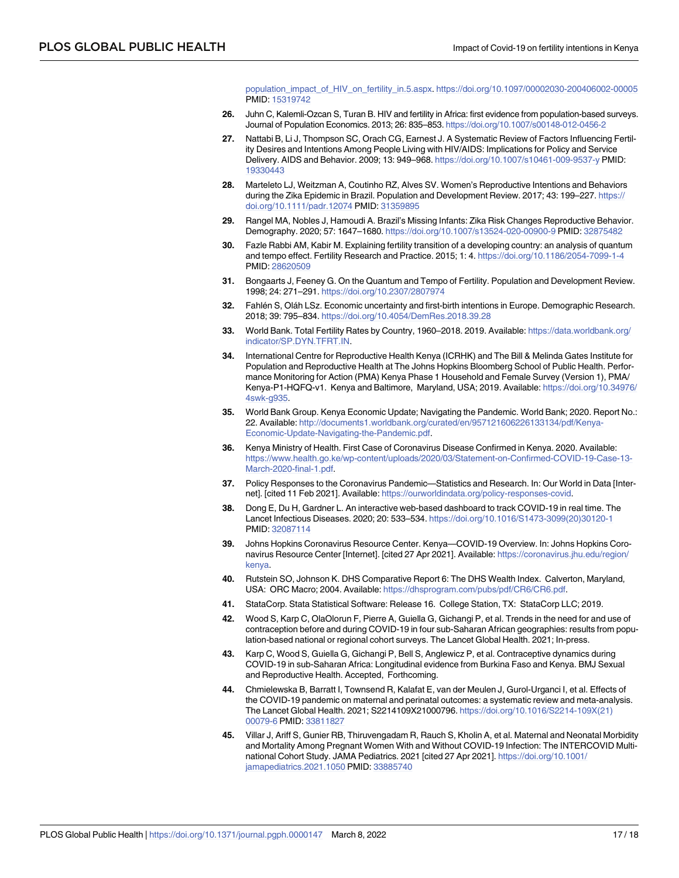population_impact_of_HIV_on_fertility_in.5.aspx. https://doi.org/10.1097/00002030-200406002-00005 PMID: 15319742

26. Juhn C, Kalemli-Ozcan S, Turan B. HIV and fertility in Africa: first evidence from population-based surveys. Journal of Population Economics. 2013; 26: 835–853. https://doi.org/10.1007/s00148-012-0456-2

27. Nattabi B, Li J, Thompson SC, Orach CG, Earnest J. A Systematic Review of Factors Influencing Fertility Desires and Intentions Among People Living with HIV/AIDS: Implications for Policy and Service Delivery. AIDS and Behavior. 2009; 13: 949–968. https://doi.org/10.1007/s10461-009-9537-y PMID: 19330443

28. Marteleto LJ, Weitzman A, Coutinho RZ, Alves SV. Women's Reproductive Intentions and Behaviors during the Zika Epidemic in Brazil. Population and Development Review. 2017; 43: 199–227. https://doi.org/10.1111/padr.12074 PMID: 31359895

29. Rangel MA, Nobles J, Hamoudi A. Brazil's Missing Infants: Zika Risk Changes Reproductive Behavior. Demography. 2020; 57: 1647–1680. https://doi.org/10.1007/s13524-020-00900-9 PMID: 32875482

30. Fazle Rabbi AM, Kabir M. Explaining fertility transition of a developing country: an analysis of quantum and tempo effect. Fertility Research and Practice. 2015; 1: 4. https://doi.org/10.1186/2054-7099-1-4 PMID: 28620509

31. Bongaarts J, Feeney G. On the Quantum and Tempo of Fertility. Population and Development Review. 1998; 24: 271–291. https://doi.org/10.2307/2807974

32. Fahlén S, Oláh LSz. Economic uncertainty and first-birth intentions in Europe. Demographic Research. 2018; 39: 795–834. https://doi.org/10.4054/DemRes.2018.39.28

33. World Bank. Total Fertility Rates by Country, 1960–2018. 2019. Available: https://data.worldbank.org/indicator/SP.DYN.TFRT.IN.

34. International Centre for Reproductive Health Kenya (ICRHK) and The Bill & Melinda Gates Institute for Population and Reproductive Health at The Johns Hopkins Bloomberg School of Public Health. Performance Monitoring for Action (PMA) Kenya Phase 1 Household and Female Survey (Version 1), PMA/Kenya-P1-HQFQ-v1. Kenya and Baltimore, Maryland, USA; 2019. Available: https://doi.org/10.34976/4swk-g935.

35. World Bank Group. Kenya Economic Update; Navigating the Pandemic. World Bank; 2020. Report No.: 22. Available: http://documents1.worldbank.org/curated/en/957121606226133134/pdf/Kenya-Economic-Update-Navigating-the-Pandemic.pdf.

36. Kenya Ministry of Health. First Case of Coronavirus Disease Confirmed in Kenya. 2020. Available: https://www.health.go.ke/wp-content/uploads/2020/03/Statement-on-Confirmed-COVID-19-Case-13-March-2020-final-1.pdf.

37. Policy Responses to the Coronavirus Pandemic—Statistics and Research. In: Our World in Data [Internet]. [cited 11 Feb 2021]. Available: https://ourworldindata.org/policy-responses-covid.

38. Dong E, Du H, Gardner L. An interactive web-based dashboard to track COVID-19 in real time. The Lancet Infectious Diseases. 2020; 20: 533–534. https://doi.org/10.1016/S1473-3099(20)30120-1 PMID: 32087114

39. Johns Hopkins Coronavirus Resource Center. Kenya—COVID-19 Overview. In: Johns Hopkins Coronavirus Resource Center [Internet]. [cited 27 Apr 2021]. Available: https://coronavirus.jhu.edu/region/kenya.

40. Rutstein SO, Johnson K. DHS Comparative Report 6: The DHS Wealth Index. Calverton, Maryland, USA: ORC Macro; 2004. Available: https://dhsprogram.com/pubs/pdf/CR6/CR6.pdf.

41. StataCorp. Stata Statistical Software: Release 16. College Station, TX: StataCorp LLC; 2019.

42. Wood S, Karp C, OlaOlorun F, Pierre A, Guiella G, Gichangi P, et al. Trends in the need for and use of contraception before and during COVID-19 in four sub-Saharan African geographies: results from population-based national or regional cohort surveys. The Lancet Global Health. 2021; In-press.

43. Karp C, Wood S, Guiella G, Gichangi P, Bell S, Anglewicz P, et al. Contraceptive dynamics during COVID-19 in sub-Saharan Africa: Longitudinal evidence from Burkina Faso and Kenya. BMJ Sexual and Reproductive Health. Accepted, Forthcoming.

44. Chmielewska B, Barratt I, Townsend R, Kalafat E, van der Meulen J, Gurol-Urganci I, et al. Effects of the COVID-19 pandemic on maternal and perinatal outcomes: a systematic review and meta-analysis. The Lancet Global Health. 2021; S2214109X21000796. https://doi.org/10.1016/S2214-109X(21)00079-6 PMID: 33811827

45. Villar J, Ariff S, Gunier RB, Thiruvengadam R, Rauch S, Kholin A, et al. Maternal and Neonatal Morbidity and Mortality Among Pregnant Women With and Without COVID-19 Infection: The INTERCOVID Multinational Cohort Study. JAMA Pediatrics. 2021 [cited 27 Apr 2021]. https://doi.org/10.1001/jamapediatrics.2021.1050 PMID: 33885740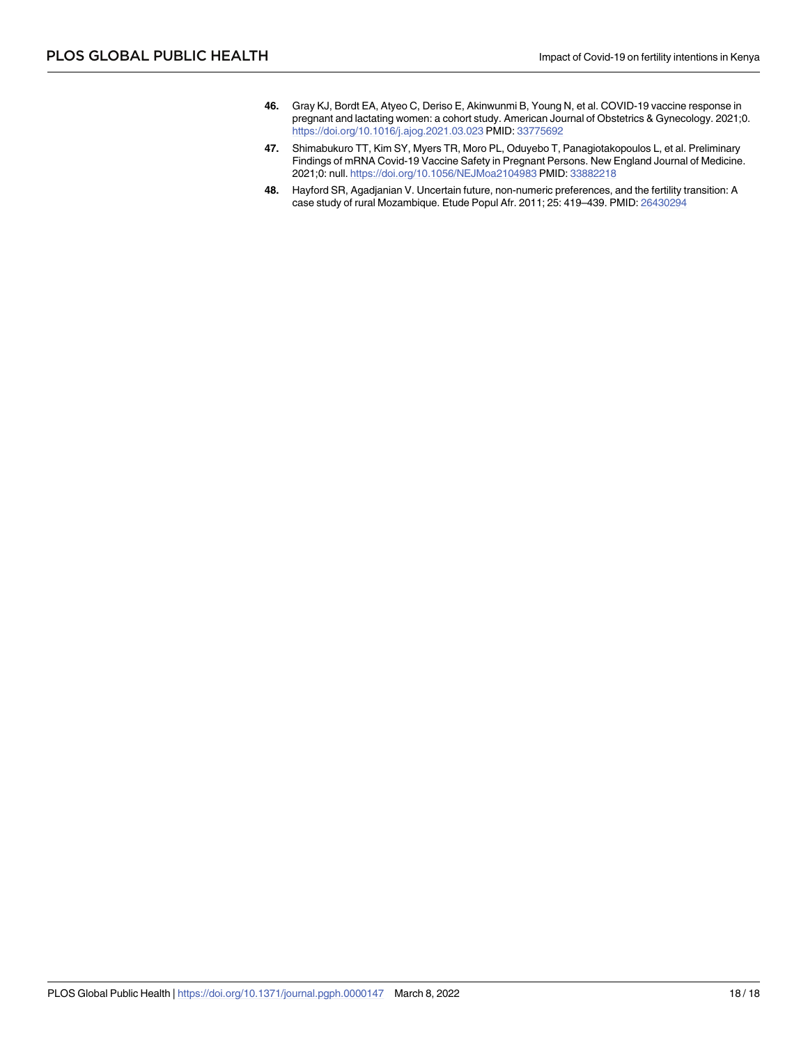46. Gray KJ, Bordt EA, Atyeo C, Deriso E, Akinwunmi B, Young N, et al. COVID-19 vaccine response in pregnant and lactating women: a cohort study. American Journal of Obstetrics & Gynecology. 2021;0. https://doi.org/10.1016/j.ajog.2021.03.023 PMID: 33775692

47. Shimabukuro TT, Kim SY, Myers TR, Moro PL, Oduyebo T, Panagiotakopoulos L, et al. Preliminary Findings of mRNA Covid-19 Vaccine Safety in Pregnant Persons. New England Journal of Medicine. 2021;0: null. https://doi.org/10.1056/NEJMoa2104983 PMID: 33882218

48. Hayford SR, Agadjanian V. Uncertain future, non-numeric preferences, and the fertility transition: A case study of rural Mozambique. Etude Popul Afr. 2011; 25: 419–439. PMID: 26430294